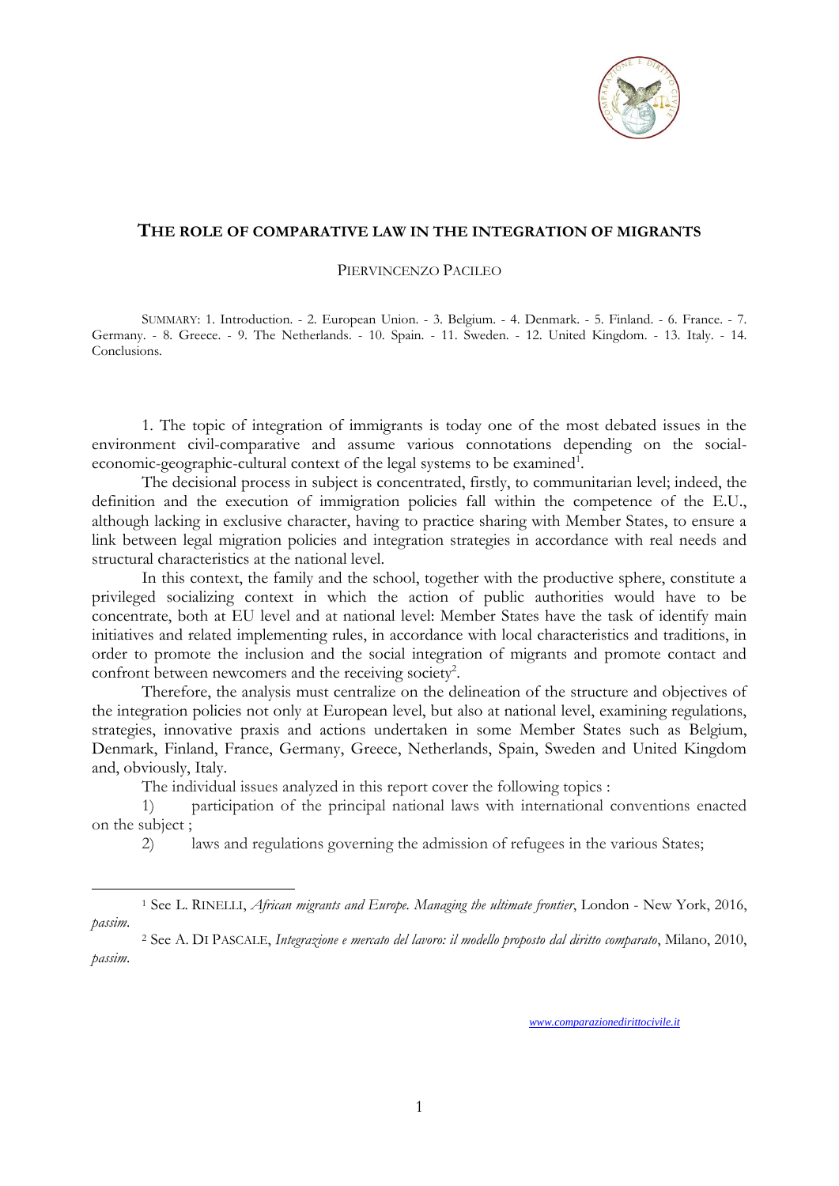# THE ROLE OF COMPARATIVE LAW IN THE INTEGRATION OF MIGRANTS

PIERVINCENZO PACILEO

SUMMARY: 1. Introduction. - 2. European Union. - 3. Belgium. - 4. Denmark. - 5. Finland. - 6. France. - 7. Germany. - 8. Greece. - 9. The Netherlands. - 10. Spain. - 11. Sweden. - 12. United Kingdom. - 13. Italy. - 14. Conclusions.

1. The topic of integration of immigrants is today one of the most debated issues in the environment civil-comparative and assume various connotations depending on the social-economic-geographic-cultural context of the legal systems to be examined[1].

The decisional process in subject is concentrated, firstly, to communitarian level; indeed, the definition and the execution of immigration policies fall within the competence of the E.U., although lacking in exclusive character, having to practice sharing with Member States, to ensure a link between legal migration policies and integration strategies in accordance with real needs and structural characteristics at the national level.

In this context, the family and the school, together with the productive sphere, constitute a privileged socializing context in which the action of public authorities would have to be concentrate, both at EU level and at national level: Member States have the task of identify main initiatives and related implementing rules, in accordance with local characteristics and traditions, in order to promote the inclusion and the social integration of migrants and promote contact and confront between newcomers and the receiving society[2].

Therefore, the analysis must centralize on the delineation of the structure and objectives of the integration policies not only at European level, but also at national level, examining regulations, strategies, innovative praxis and actions undertaken in some Member States such as Belgium, Denmark, Finland, France, Germany, Greece, Netherlands, Spain, Sweden and United Kingdom and, obviously, Italy.

The individual issues analyzed in this report cover the following topics :

1) participation of the principal national laws with international conventions enacted on the subject ;

2) laws and regulations governing the admission of refugees in the various States;

---

[1] See L. RINELLI, *African migrants and Europe. Managing the ultimate frontier*, London - New York, 2016, *passim*.

[2] See A. DI PASCALE, *Integrazione e mercato del lavoro: il modello proposto dal diritto comparato*, Milano, 2010, *passim*.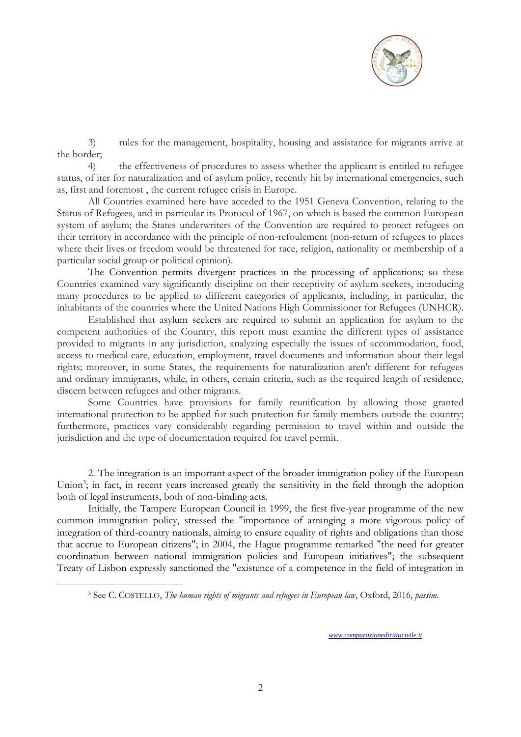3) rules for the management, hospitality, housing and assistance for migrants arrive at the border;

4) the effectiveness of procedures to assess whether the applicant is entitled to refugee status, of iter for naturalization and of asylum policy, recently hit by international emergencies, such as, first and foremost , the current refugee crisis in Europe.

All Countries examined here have acceded to the 1951 Geneva Convention, relating to the Status of Refugees, and in particular its Protocol of 1967, on which is based the common European system of asylum; the States underwriters of the Convention are required to protect refugees on their territory in accordance with the principle of non-refoulement (non-return of refugees to places where their lives or freedom would be threatened for race, religion, nationality or membership of a particular social group or political opinion).

The Convention permits divergent practices in the processing of applications; so these Countries examined vary significantly discipline on their receptivity of asylum seekers, introducing many procedures to be applied to different categories of applicants, including, in particular, the inhabitants of the countries where the United Nations High Commissioner for Refugees (UNHCR).

Established that asylum seekers are required to submit an application for asylum to the competent authorities of the Country, this report must examine the different types of assistance provided to migrants in any jurisdiction, analyzing especially the issues of accommodation, food, access to medical care, education, employment, travel documents and information about their legal rights; moreover, in some States, the requirements for naturalization aren't different for refugees and ordinary immigrants, while, in others, certain criteria, such as the required length of residence, discern between refugees and other migrants.

Some Countries have provisions for family reunification by allowing those granted international protection to be applied for such protection for family members outside the country; furthermore, practices vary considerably regarding permission to travel within and outside the jurisdiction and the type of documentation required for travel permit.

2. The integration is an important aspect of the broader immigration policy of the European Union[3]; in fact, in recent years increased greatly the sensitivity in the field through the adoption both of legal instruments, both of non-binding acts.

Initially, the Tampere European Council in 1999, the first five-year programme of the new common immigration policy, stressed the "importance of arranging a more vigorous policy of integration of third-country nationals, aiming to ensure equality of rights and obligations than those that accrue to European citizens"; in 2004, the Hague programme remarked "the need for greater coordination between national immigration policies and European initiatives"; the subsequent Treaty of Lisbon expressly sanctioned the "existence of a competence in the field of integration in

---

[3] See C. COSTELLO, *The human rights of migrants and refugees in European law*, Oxford, 2016, *passim*.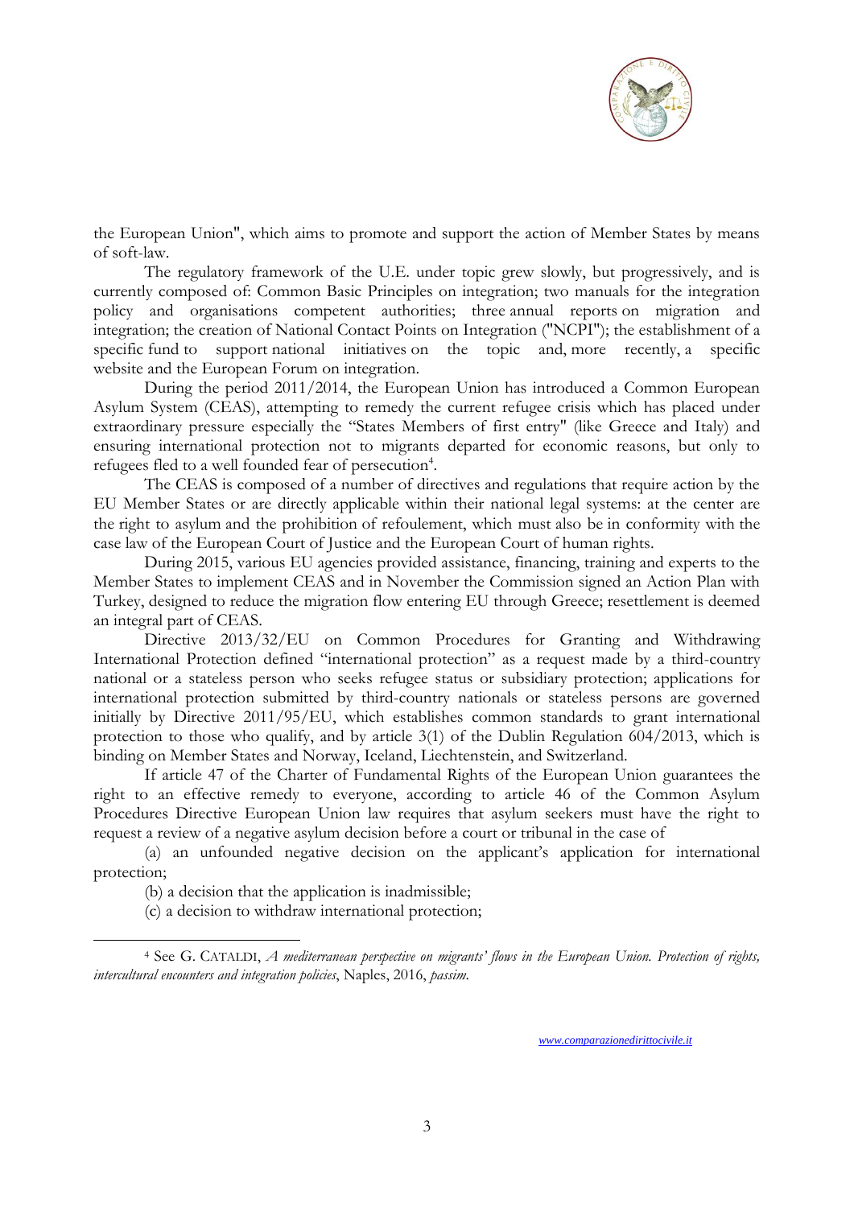the European Union", which aims to promote and support the action of Member States by means of soft-law.

The regulatory framework of the U.E. under topic grew slowly, but progressively, and is currently composed of: Common Basic Principles on integration; two manuals for the integration policy and organisations competent authorities; three annual reports on migration and integration; the creation of National Contact Points on Integration ("NCPI"); the establishment of a specific fund to support national initiatives on the topic and, more recently, a specific website and the European Forum on integration.

During the period 2011/2014, the European Union has introduced a Common European Asylum System (CEAS), attempting to remedy the current refugee crisis which has placed under extraordinary pressure especially the "States Members of first entry" (like Greece and Italy) and ensuring international protection not to migrants departed for economic reasons, but only to refugees fled to a well founded fear of persecution[4].

The CEAS is composed of a number of directives and regulations that require action by the EU Member States or are directly applicable within their national legal systems: at the center are the right to asylum and the prohibition of refoulement, which must also be in conformity with the case law of the European Court of Justice and the European Court of human rights.

During 2015, various EU agencies provided assistance, financing, training and experts to the Member States to implement CEAS and in November the Commission signed an Action Plan with Turkey, designed to reduce the migration flow entering EU through Greece; resettlement is deemed an integral part of CEAS.

Directive 2013/32/EU on Common Procedures for Granting and Withdrawing International Protection defined "international protection" as a request made by a third-country national or a stateless person who seeks refugee status or subsidiary protection; applications for international protection submitted by third-country nationals or stateless persons are governed initially by Directive 2011/95/EU, which establishes common standards to grant international protection to those who qualify, and by article 3(1) of the Dublin Regulation 604/2013, which is binding on Member States and Norway, Iceland, Liechtenstein, and Switzerland.

If article 47 of the Charter of Fundamental Rights of the European Union guarantees the right to an effective remedy to everyone, according to article 46 of the Common Asylum Procedures Directive European Union law requires that asylum seekers must have the right to request a review of a negative asylum decision before a court or tribunal in the case of

(a) an unfounded negative decision on the applicant's application for international protection;

(b) a decision that the application is inadmissible;

(c) a decision to withdraw international protection;

---

[4] See G. CATALDI, *A mediterranean perspective on migrants' flows in the European Union. Protection of rights, intercultural encounters and integration policies*, Naples, 2016, *passim*.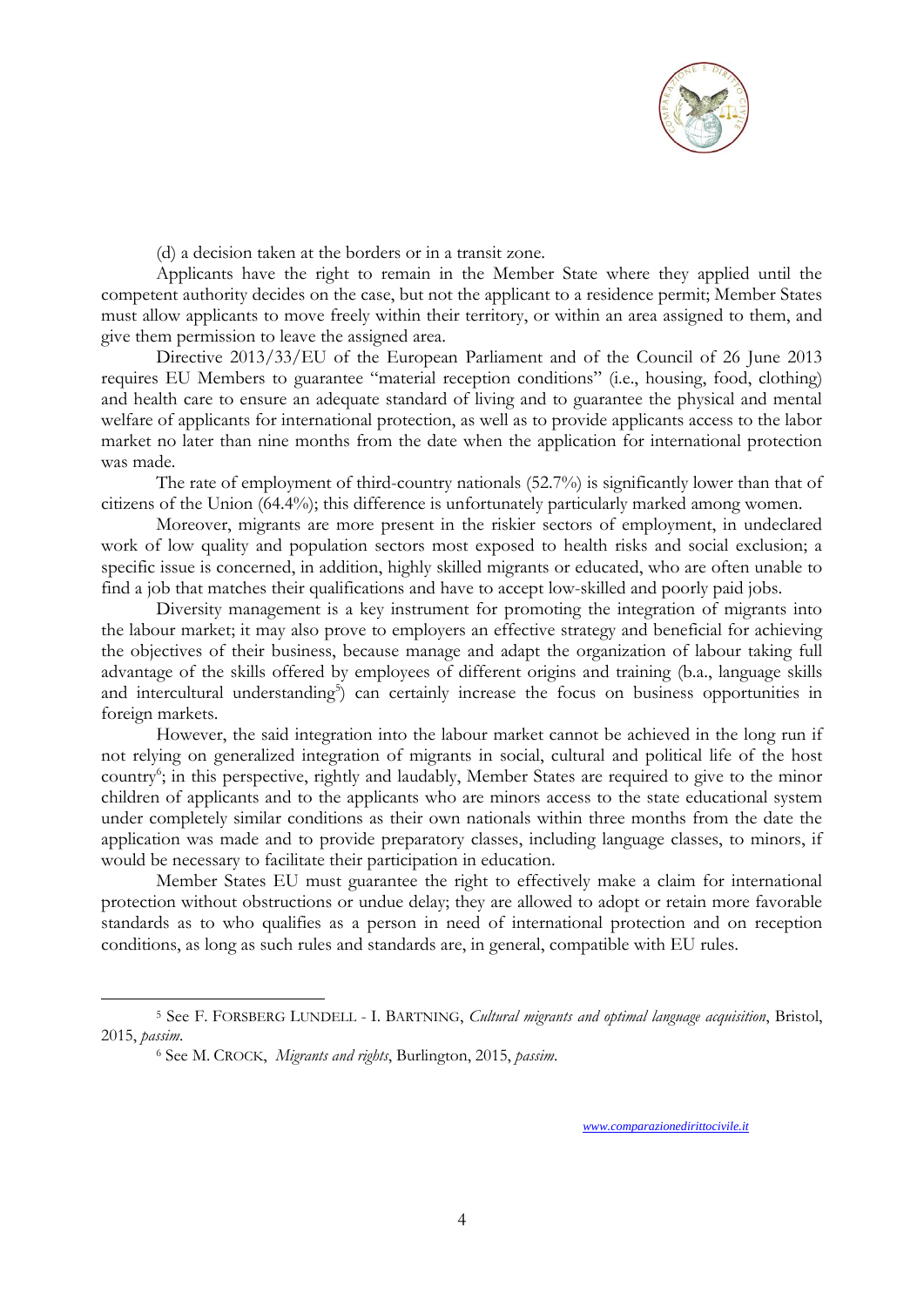(d) a decision taken at the borders or in a transit zone.

Applicants have the right to remain in the Member State where they applied until the competent authority decides on the case, but not the applicant to a residence permit; Member States must allow applicants to move freely within their territory, or within an area assigned to them, and give them permission to leave the assigned area.

Directive 2013/33/EU of the European Parliament and of the Council of 26 June 2013 requires EU Members to guarantee "material reception conditions" (i.e., housing, food, clothing) and health care to ensure an adequate standard of living and to guarantee the physical and mental welfare of applicants for international protection, as well as to provide applicants access to the labor market no later than nine months from the date when the application for international protection was made.

The rate of employment of third-country nationals (52.7%) is significantly lower than that of citizens of the Union (64.4%); this difference is unfortunately particularly marked among women.

Moreover, migrants are more present in the riskier sectors of employment, in undeclared work of low quality and population sectors most exposed to health risks and social exclusion; a specific issue is concerned, in addition, highly skilled migrants or educated, who are often unable to find a job that matches their qualifications and have to accept low-skilled and poorly paid jobs.

Diversity management is a key instrument for promoting the integration of migrants into the labour market; it may also prove to employers an effective strategy and beneficial for achieving the objectives of their business, because manage and adapt the organization of labour taking full advantage of the skills offered by employees of different origins and training (b.a., language skills and intercultural understanding[5]) can certainly increase the focus on business opportunities in foreign markets.

However, the said integration into the labour market cannot be achieved in the long run if not relying on generalized integration of migrants in social, cultural and political life of the host country[6]; in this perspective, rightly and laudably, Member States are required to give to the minor children of applicants and to the applicants who are minors access to the state educational system under completely similar conditions as their own nationals within three months from the date the application was made and to provide preparatory classes, including language classes, to minors, if would be necessary to facilitate their participation in education.

Member States EU must guarantee the right to effectively make a claim for international protection without obstructions or undue delay; they are allowed to adopt or retain more favorable standards as to who qualifies as a person in need of international protection and on reception conditions, as long as such rules and standards are, in general, compatible with EU rules.

---

[5] See F. FORSBERG LUNDELL - I. BARTNING, *Cultural migrants and optimal language acquisition*, Bristol, 2015, *passim*.

[6] See M. CROCK, *Migrants and rights*, Burlington, 2015, *passim*.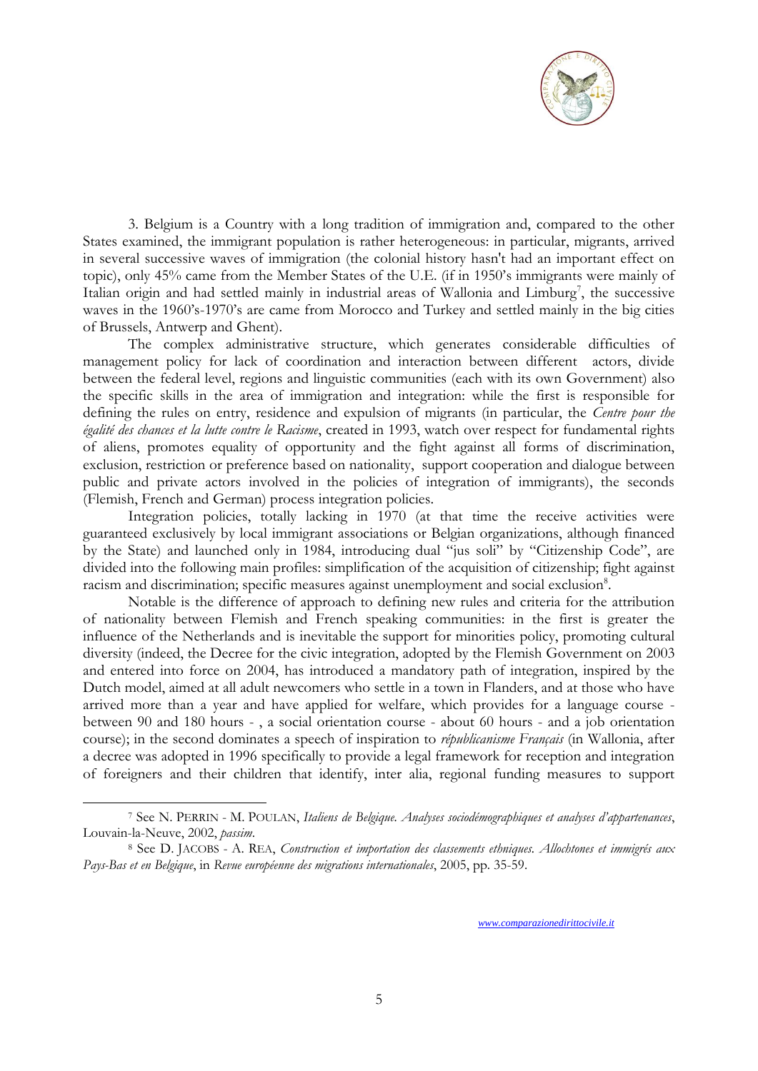3. Belgium is a Country with a long tradition of immigration and, compared to the other States examined, the immigrant population is rather heterogeneous: in particular, migrants, arrived in several successive waves of immigration (the colonial history hasn't had an important effect on topic), only 45% came from the Member States of the U.E. (if in 1950's immigrants were mainly of Italian origin and had settled mainly in industrial areas of Wallonia and Limburg[7], the successive waves in the 1960's-1970's are came from Morocco and Turkey and settled mainly in the big cities of Brussels, Antwerp and Ghent).

The complex administrative structure, which generates considerable difficulties of management policy for lack of coordination and interaction between different actors, divide between the federal level, regions and linguistic communities (each with its own Government) also the specific skills in the area of immigration and integration: while the first is responsible for defining the rules on entry, residence and expulsion of migrants (in particular, the *Centre pour the égalité des chances et la lutte contre le Racisme*, created in 1993, watch over respect for fundamental rights of aliens, promotes equality of opportunity and the fight against all forms of discrimination, exclusion, restriction or preference based on nationality, support cooperation and dialogue between public and private actors involved in the policies of integration of immigrants), the seconds (Flemish, French and German) process integration policies.

Integration policies, totally lacking in 1970 (at that time the receive activities were guaranteed exclusively by local immigrant associations or Belgian organizations, although financed by the State) and launched only in 1984, introducing dual "jus soli" by "Citizenship Code", are divided into the following main profiles: simplification of the acquisition of citizenship; fight against racism and discrimination; specific measures against unemployment and social exclusion[8].

Notable is the difference of approach to defining new rules and criteria for the attribution of nationality between Flemish and French speaking communities: in the first is greater the influence of the Netherlands and is inevitable the support for minorities policy, promoting cultural diversity (indeed, the Decree for the civic integration, adopted by the Flemish Government on 2003 and entered into force on 2004, has introduced a mandatory path of integration, inspired by the Dutch model, aimed at all adult newcomers who settle in a town in Flanders, and at those who have arrived more than a year and have applied for welfare, which provides for a language course - between 90 and 180 hours - , a social orientation course - about 60 hours - and a job orientation course); in the second dominates a speech of inspiration to *républicanisme Français* (in Wallonia, after a decree was adopted in 1996 specifically to provide a legal framework for reception and integration of foreigners and their children that identify, inter alia, regional funding measures to support

---

[7] See N. PERRIN - M. POULAN, *Italiens de Belgique. Analyses sociodémographiques et analyses d'appartenances*, Louvain-la-Neuve, 2002, *passim*.

[8] See D. JACOBS - A. REA, *Construction et importation des classements ethniques. Allochtones et immigrés aux Pays-Bas et en Belgique*, in *Revue européenne des migrations internationales*, 2005, pp. 35-59.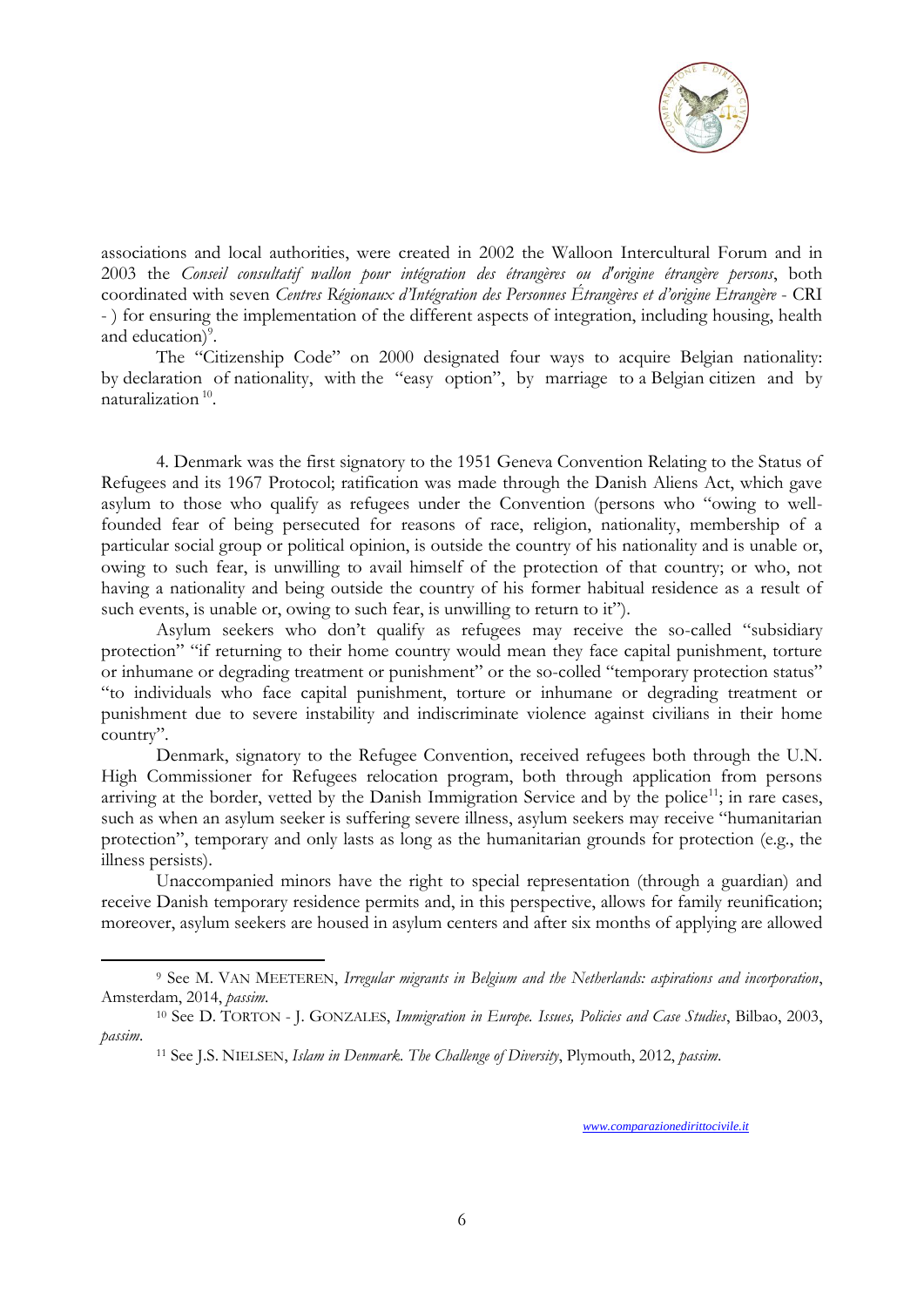associations and local authorities, were created in 2002 the Walloon Intercultural Forum and in 2003 the *Conseil consultatif wallon pour intégration des étrangères ou d'origine étrangère persons*, both coordinated with seven *Centres Régionaux d'Intégration des Personnes Étrangères et d'origine Etrangère* - CRI - ) for ensuring the implementation of the different aspects of integration, including housing, health and education)[9].

The "Citizenship Code" on 2000 designated four ways to acquire Belgian nationality: by declaration of nationality, with the "easy option", by marriage to a Belgian citizen and by naturalization[10].

4. Denmark was the first signatory to the 1951 Geneva Convention Relating to the Status of Refugees and its 1967 Protocol; ratification was made through the Danish Aliens Act, which gave asylum to those who qualify as refugees under the Convention (persons who "owing to well-founded fear of being persecuted for reasons of race, religion, nationality, membership of a particular social group or political opinion, is outside the country of his nationality and is unable or, owing to such fear, is unwilling to avail himself of the protection of that country; or who, not having a nationality and being outside the country of his former habitual residence as a result of such events, is unable or, owing to such fear, is unwilling to return to it").

Asylum seekers who don't qualify as refugees may receive the so-called "subsidiary protection" "if returning to their home country would mean they face capital punishment, torture or inhumane or degrading treatment or punishment" or the so-colled "temporary protection status" "to individuals who face capital punishment, torture or inhumane or degrading treatment or punishment due to severe instability and indiscriminate violence against civilians in their home country".

Denmark, signatory to the Refugee Convention, received refugees both through the U.N. High Commissioner for Refugees relocation program, both through application from persons arriving at the border, vetted by the Danish Immigration Service and by the police[11]; in rare cases, such as when an asylum seeker is suffering severe illness, asylum seekers may receive "humanitarian protection", temporary and only lasts as long as the humanitarian grounds for protection (e.g., the illness persists).

Unaccompanied minors have the right to special representation (through a guardian) and receive Danish temporary residence permits and, in this perspective, allows for family reunification; moreover, asylum seekers are housed in asylum centers and after six months of applying are allowed

---

[9] See M. VAN MEETEREN, *Irregular migrants in Belgium and the Netherlands: aspirations and incorporation*, Amsterdam, 2014, *passim*.

[10] See D. TORTON - J. GONZALES, *Immigration in Europe. Issues, Policies and Case Studies*, Bilbao, 2003, *passim*.

[11] See J.S. NIELSEN, *Islam in Denmark. The Challenge of Diversity*, Plymouth, 2012, *passim*.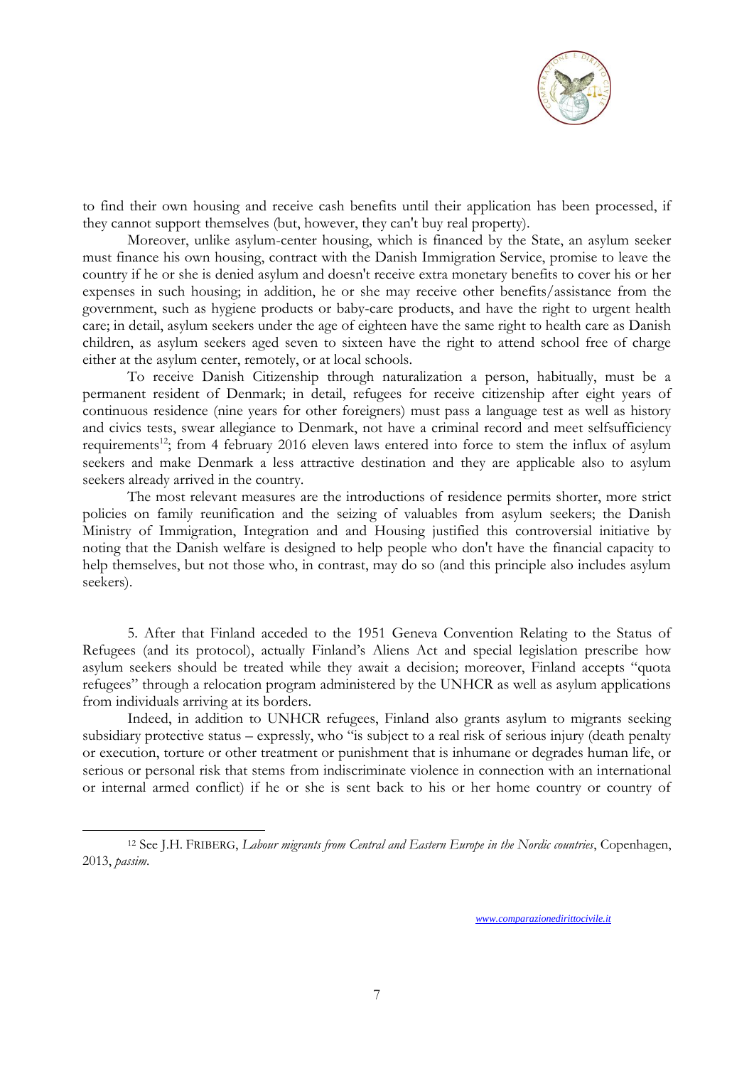to find their own housing and receive cash benefits until their application has been processed, if they cannot support themselves (but, however, they can't buy real property).

Moreover, unlike asylum-center housing, which is financed by the State, an asylum seeker must finance his own housing, contract with the Danish Immigration Service, promise to leave the country if he or she is denied asylum and doesn't receive extra monetary benefits to cover his or her expenses in such housing; in addition, he or she may receive other benefits/assistance from the government, such as hygiene products or baby-care products, and have the right to urgent health care; in detail, asylum seekers under the age of eighteen have the same right to health care as Danish children, as asylum seekers aged seven to sixteen have the right to attend school free of charge either at the asylum center, remotely, or at local schools.

To receive Danish Citizenship through naturalization a person, habitually, must be a permanent resident of Denmark; in detail, refugees for receive citizenship after eight years of continuous residence (nine years for other foreigners) must pass a language test as well as history and civics tests, swear allegiance to Denmark, not have a criminal record and meet selfsufficiency requirements[12]; from 4 february 2016 eleven laws entered into force to stem the influx of asylum seekers and make Denmark a less attractive destination and they are applicable also to asylum seekers already arrived in the country.

The most relevant measures are the introductions of residence permits shorter, more strict policies on family reunification and the seizing of valuables from asylum seekers; the Danish Ministry of Immigration, Integration and and Housing justified this controversial initiative by noting that the Danish welfare is designed to help people who don't have the financial capacity to help themselves, but not those who, in contrast, may do so (and this principle also includes asylum seekers).

5. After that Finland acceded to the 1951 Geneva Convention Relating to the Status of Refugees (and its protocol), actually Finland's Aliens Act and special legislation prescribe how asylum seekers should be treated while they await a decision; moreover, Finland accepts "quota refugees" through a relocation program administered by the UNHCR as well as asylum applications from individuals arriving at its borders.

Indeed, in addition to UNHCR refugees, Finland also grants asylum to migrants seeking subsidiary protective status – expressly, who "is subject to a real risk of serious injury (death penalty or execution, torture or other treatment or punishment that is inhumane or degrades human life, or serious or personal risk that stems from indiscriminate violence in connection with an international or internal armed conflict) if he or she is sent back to his or her home country or country of

---

[12] See J.H. FRIBERG, *Labour migrants from Central and Eastern Europe in the Nordic countries*, Copenhagen, 2013, *passim*.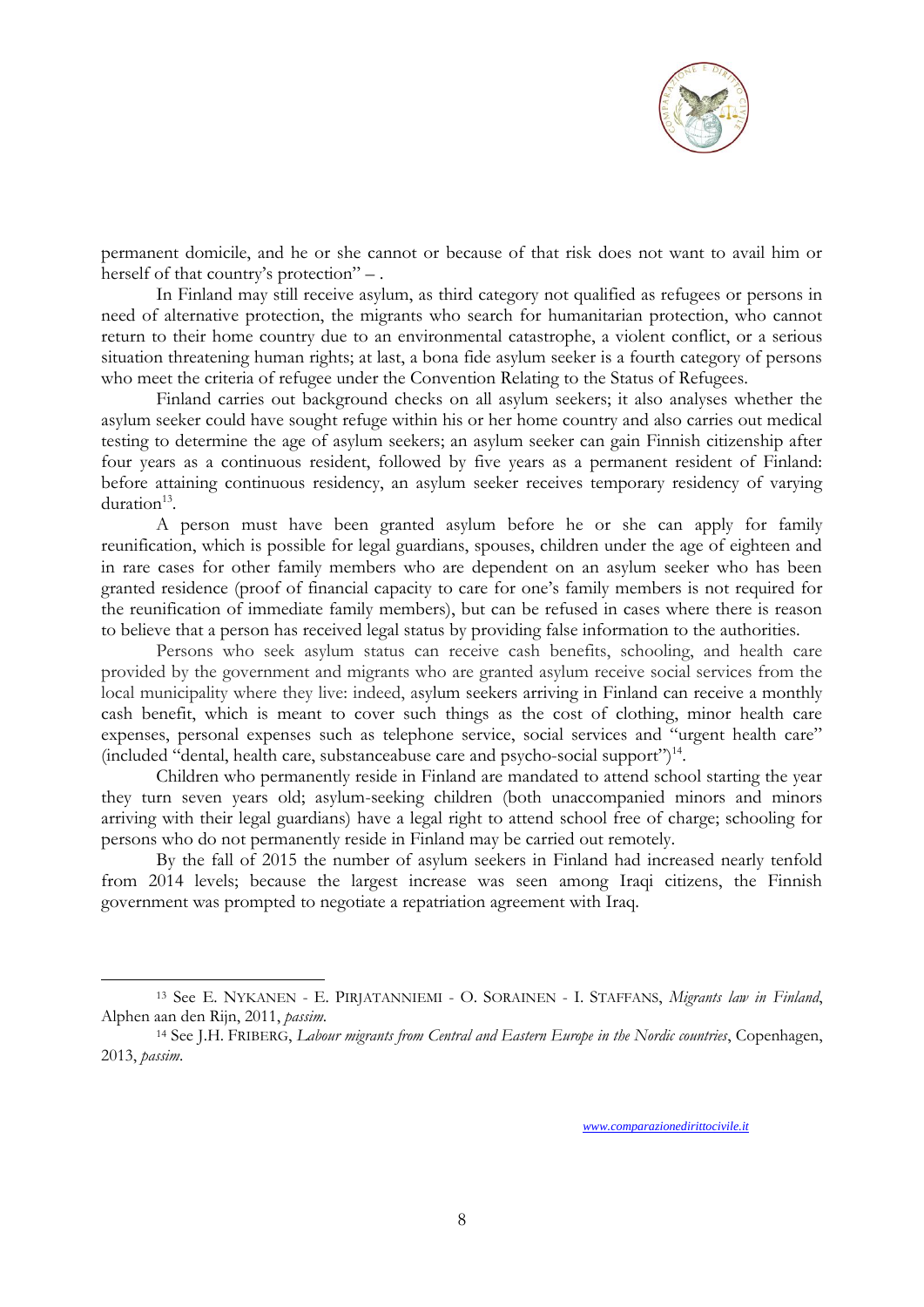permanent domicile, and he or she cannot or because of that risk does not want to avail him or herself of that country's protection" – .

In Finland may still receive asylum, as third category not qualified as refugees or persons in need of alternative protection, the migrants who search for humanitarian protection, who cannot return to their home country due to an environmental catastrophe, a violent conflict, or a serious situation threatening human rights; at last, a bona fide asylum seeker is a fourth category of persons who meet the criteria of refugee under the Convention Relating to the Status of Refugees.

Finland carries out background checks on all asylum seekers; it also analyses whether the asylum seeker could have sought refuge within his or her home country and also carries out medical testing to determine the age of asylum seekers; an asylum seeker can gain Finnish citizenship after four years as a continuous resident, followed by five years as a permanent resident of Finland: before attaining continuous residency, an asylum seeker receives temporary residency of varying duration[13].

A person must have been granted asylum before he or she can apply for family reunification, which is possible for legal guardians, spouses, children under the age of eighteen and in rare cases for other family members who are dependent on an asylum seeker who has been granted residence (proof of financial capacity to care for one's family members is not required for the reunification of immediate family members), but can be refused in cases where there is reason to believe that a person has received legal status by providing false information to the authorities.

Persons who seek asylum status can receive cash benefits, schooling, and health care provided by the government and migrants who are granted asylum receive social services from the local municipality where they live: indeed, asylum seekers arriving in Finland can receive a monthly cash benefit, which is meant to cover such things as the cost of clothing, minor health care expenses, personal expenses such as telephone service, social services and "urgent health care" (included "dental, health care, substanceabuse care and psycho-social support")[14].

Children who permanently reside in Finland are mandated to attend school starting the year they turn seven years old; asylum-seeking children (both unaccompanied minors and minors arriving with their legal guardians) have a legal right to attend school free of charge; schooling for persons who do not permanently reside in Finland may be carried out remotely.

By the fall of 2015 the number of asylum seekers in Finland had increased nearly tenfold from 2014 levels; because the largest increase was seen among Iraqi citizens, the Finnish government was prompted to negotiate a repatriation agreement with Iraq.

---

[13] See E. NYKANEN - E. PIRJATANNIEMI - O. SORAINEN - I. STAFFANS, *Migrants law in Finland*, Alphen aan den Rijn, 2011, *passim*.

[14] See J.H. FRIBERG, *Labour migrants from Central and Eastern Europe in the Nordic countries*, Copenhagen, 2013, *passim*.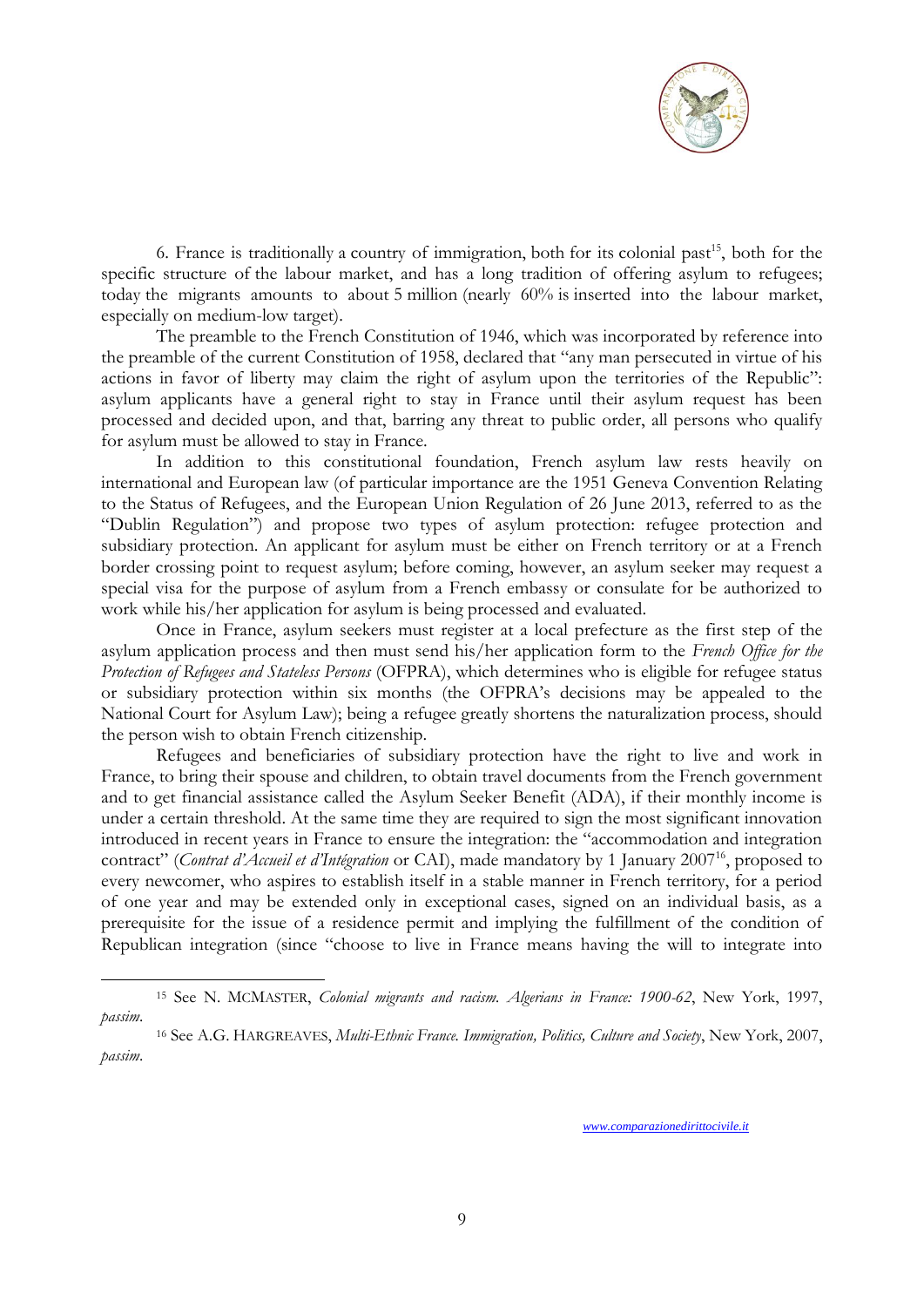6. France is traditionally a country of immigration, both for its colonial past[15], both for the specific structure of the labour market, and has a long tradition of offering asylum to refugees; today the migrants amounts to about 5 million (nearly 60% is inserted into the labour market, especially on medium-low target).

The preamble to the French Constitution of 1946, which was incorporated by reference into the preamble of the current Constitution of 1958, declared that "any man persecuted in virtue of his actions in favor of liberty may claim the right of asylum upon the territories of the Republic": asylum applicants have a general right to stay in France until their asylum request has been processed and decided upon, and that, barring any threat to public order, all persons who qualify for asylum must be allowed to stay in France.

In addition to this constitutional foundation, French asylum law rests heavily on international and European law (of particular importance are the 1951 Geneva Convention Relating to the Status of Refugees, and the European Union Regulation of 26 June 2013, referred to as the "Dublin Regulation") and propose two types of asylum protection: refugee protection and subsidiary protection. An applicant for asylum must be either on French territory or at a French border crossing point to request asylum; before coming, however, an asylum seeker may request a special visa for the purpose of asylum from a French embassy or consulate for be authorized to work while his/her application for asylum is being processed and evaluated.

Once in France, asylum seekers must register at a local prefecture as the first step of the asylum application process and then must send his/her application form to the *French Office for the Protection of Refugees and Stateless Persons* (OFPRA), which determines who is eligible for refugee status or subsidiary protection within six months (the OFPRA's decisions may be appealed to the National Court for Asylum Law); being a refugee greatly shortens the naturalization process, should the person wish to obtain French citizenship.

Refugees and beneficiaries of subsidiary protection have the right to live and work in France, to bring their spouse and children, to obtain travel documents from the French government and to get financial assistance called the Asylum Seeker Benefit (ADA), if their monthly income is under a certain threshold. At the same time they are required to sign the most significant innovation introduced in recent years in France to ensure the integration: the "accommodation and integration contract" (*Contrat d'Accueil et d'Intégration* or CAI), made mandatory by 1 January 2007[16], proposed to every newcomer, who aspires to establish itself in a stable manner in French territory, for a period of one year and may be extended only in exceptional cases, signed on an individual basis, as a prerequisite for the issue of a residence permit and implying the fulfillment of the condition of Republican integration (since "choose to live in France means having the will to integrate into

---

[15] See N. MCMASTER, *Colonial migrants and racism. Algerians in France: 1900-62*, New York, 1997, *passim*.

[16] See A.G. HARGREAVES, *Multi-Ethnic France. Immigration, Politics, Culture and Society*, New York, 2007, *passim*.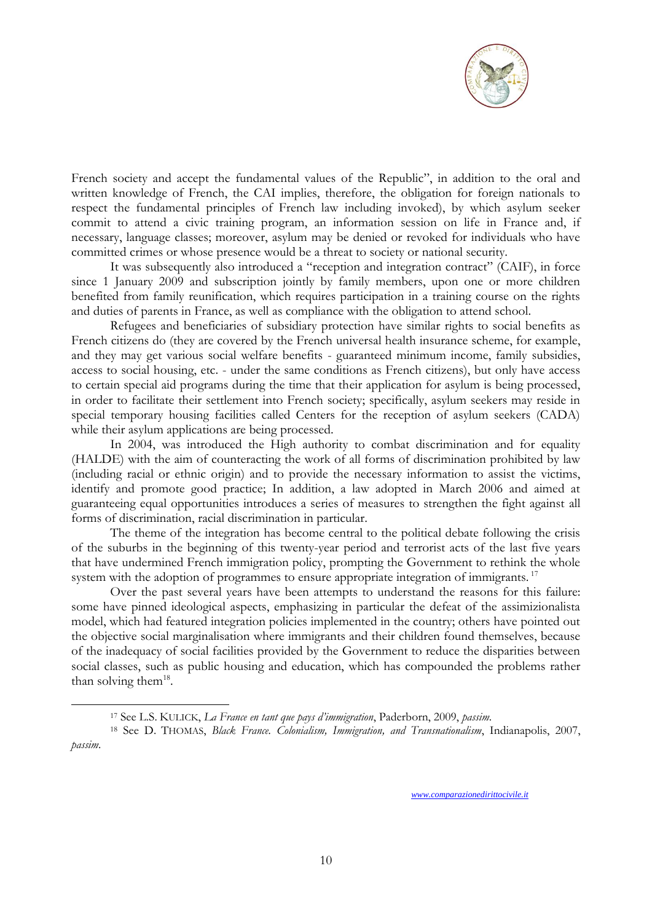French society and accept the fundamental values of the Republic", in addition to the oral and written knowledge of French, the CAI implies, therefore, the obligation for foreign nationals to respect the fundamental principles of French law including invoked), by which asylum seeker commit to attend a civic training program, an information session on life in France and, if necessary, language classes; moreover, asylum may be denied or revoked for individuals who have committed crimes or whose presence would be a threat to society or national security.

It was subsequently also introduced a "reception and integration contract" (CAIF), in force since 1 January 2009 and subscription jointly by family members, upon one or more children benefited from family reunification, which requires participation in a training course on the rights and duties of parents in France, as well as compliance with the obligation to attend school.

Refugees and beneficiaries of subsidiary protection have similar rights to social benefits as French citizens do (they are covered by the French universal health insurance scheme, for example, and they may get various social welfare benefits - guaranteed minimum income, family subsidies, access to social housing, etc. - under the same conditions as French citizens), but only have access to certain special aid programs during the time that their application for asylum is being processed, in order to facilitate their settlement into French society; specifically, asylum seekers may reside in special temporary housing facilities called Centers for the reception of asylum seekers (CADA) while their asylum applications are being processed.

In 2004, was introduced the High authority to combat discrimination and for equality (HALDE) with the aim of counteracting the work of all forms of discrimination prohibited by law (including racial or ethnic origin) and to provide the necessary information to assist the victims, identify and promote good practice; In addition, a law adopted in March 2006 and aimed at guaranteeing equal opportunities introduces a series of measures to strengthen the fight against all forms of discrimination, racial discrimination in particular.

The theme of the integration has become central to the political debate following the crisis of the suburbs in the beginning of this twenty-year period and terrorist acts of the last five years that have undermined French immigration policy, prompting the Government to rethink the whole system with the adoption of programmes to ensure appropriate integration of immigrants. [17]

Over the past several years have been attempts to understand the reasons for this failure: some have pinned ideological aspects, emphasizing in particular the defeat of the assimizionalista model, which had featured integration policies implemented in the country; others have pointed out the objective social marginalisation where immigrants and their children found themselves, because of the inadequacy of social facilities provided by the Government to reduce the disparities between social classes, such as public housing and education, which has compounded the problems rather than solving them[18].

---

[17] See L.S. KULICK, *La France en tant que pays d'immigration*, Paderborn, 2009, *passim*.

[18] See D. THOMAS, *Black France. Colonialism, Immigration, and Transnationalism*, Indianapolis, 2007, *passim*.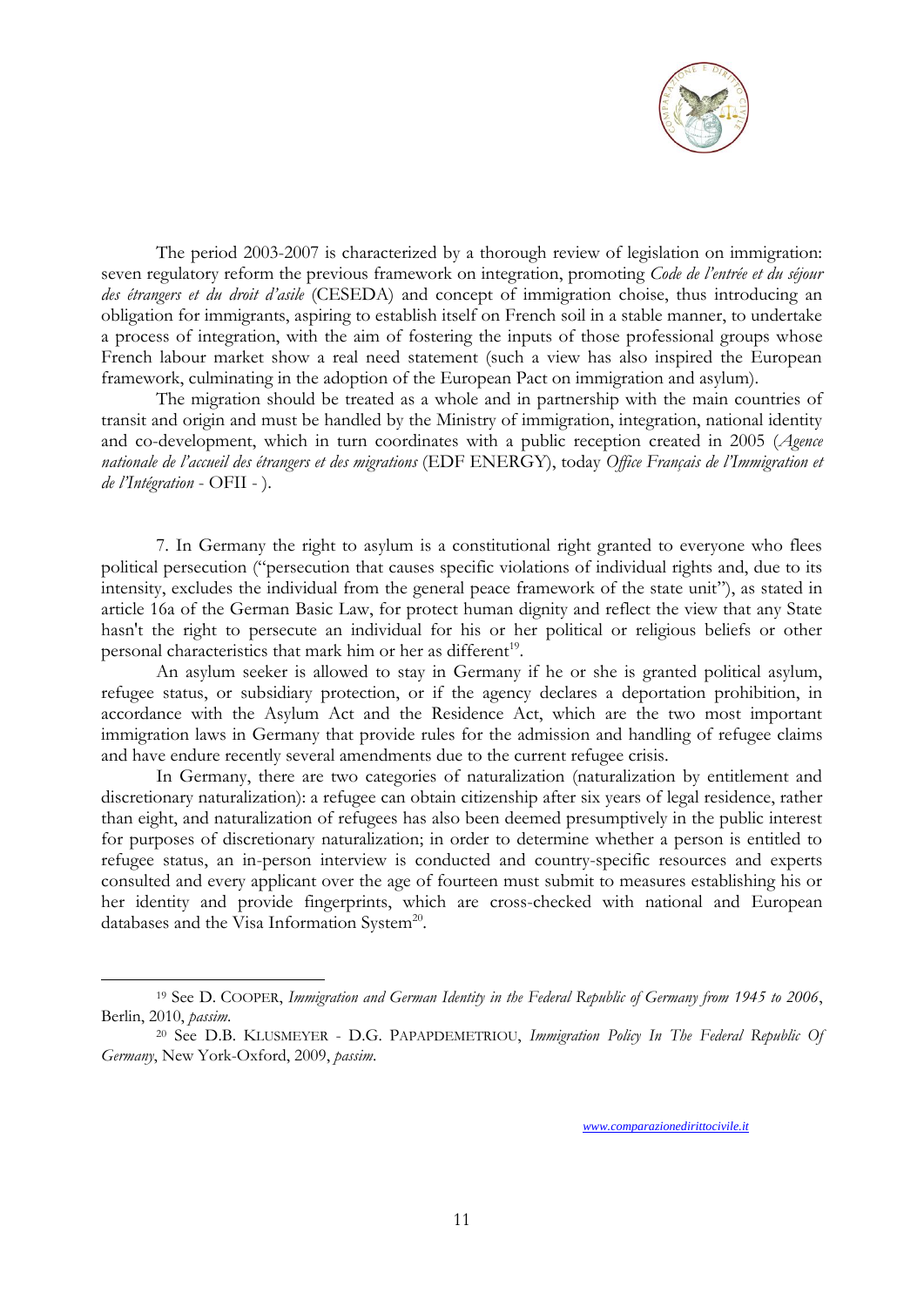The period 2003-2007 is characterized by a thorough review of legislation on immigration: seven regulatory reform the previous framework on integration, promoting *Code de l'entrée et du séjour des étrangers et du droit d'asile* (CESEDA) and concept of immigration choise, thus introducing an obligation for immigrants, aspiring to establish itself on French soil in a stable manner, to undertake a process of integration, with the aim of fostering the inputs of those professional groups whose French labour market show a real need statement (such a view has also inspired the European framework, culminating in the adoption of the European Pact on immigration and asylum).

The migration should be treated as a whole and in partnership with the main countries of transit and origin and must be handled by the Ministry of immigration, integration, national identity and co-development, which in turn coordinates with a public reception created in 2005 (*Agence nationale de l'accueil des étrangers et des migrations* (EDF ENERGY), today *Office Français de l'Immigration et de l'Intégration* - OFII - ).

7. In Germany the right to asylum is a constitutional right granted to everyone who flees political persecution ("persecution that causes specific violations of individual rights and, due to its intensity, excludes the individual from the general peace framework of the state unit"), as stated in article 16a of the German Basic Law, for protect human dignity and reflect the view that any State hasn't the right to persecute an individual for his or her political or religious beliefs or other personal characteristics that mark him or her as different[19].

An asylum seeker is allowed to stay in Germany if he or she is granted political asylum, refugee status, or subsidiary protection, or if the agency declares a deportation prohibition, in accordance with the Asylum Act and the Residence Act, which are the two most important immigration laws in Germany that provide rules for the admission and handling of refugee claims and have endure recently several amendments due to the current refugee crisis.

In Germany, there are two categories of naturalization (naturalization by entitlement and discretionary naturalization): a refugee can obtain citizenship after six years of legal residence, rather than eight, and naturalization of refugees has also been deemed presumptively in the public interest for purposes of discretionary naturalization; in order to determine whether a person is entitled to refugee status, an in-person interview is conducted and country-specific resources and experts consulted and every applicant over the age of fourteen must submit to measures establishing his or her identity and provide fingerprints, which are cross-checked with national and European databases and the Visa Information System[20].

---

[19] See D. COOPER, *Immigration and German Identity in the Federal Republic of Germany from 1945 to 2006*, Berlin, 2010, *passim*.

[20] See D.B. KLUSMEYER - D.G. PAPAPDEMETRIOU, *Immigration Policy In The Federal Republic Of Germany*, New York-Oxford, 2009, *passim*.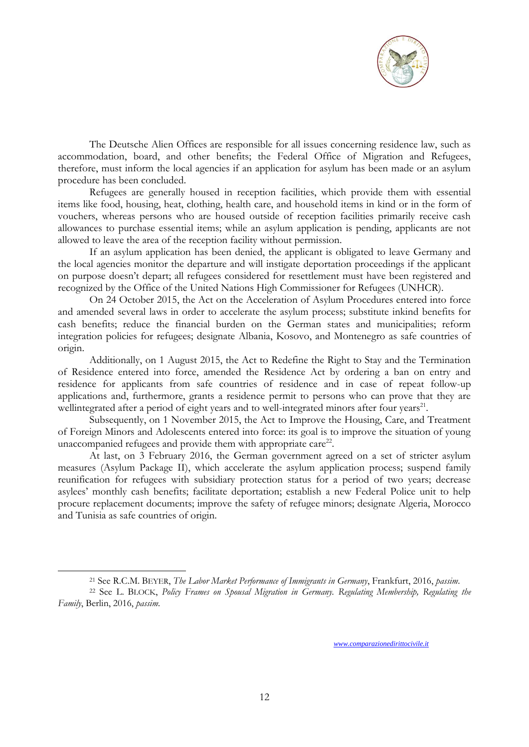The Deutsche Alien Offices are responsible for all issues concerning residence law, such as accommodation, board, and other benefits; the Federal Office of Migration and Refugees, therefore, must inform the local agencies if an application for asylum has been made or an asylum procedure has been concluded.

Refugees are generally housed in reception facilities, which provide them with essential items like food, housing, heat, clothing, health care, and household items in kind or in the form of vouchers, whereas persons who are housed outside of reception facilities primarily receive cash allowances to purchase essential items; while an asylum application is pending, applicants are not allowed to leave the area of the reception facility without permission.

If an asylum application has been denied, the applicant is obligated to leave Germany and the local agencies monitor the departure and will instigate deportation proceedings if the applicant on purpose doesn't depart; all refugees considered for resettlement must have been registered and recognized by the Office of the United Nations High Commissioner for Refugees (UNHCR).

On 24 October 2015, the Act on the Acceleration of Asylum Procedures entered into force and amended several laws in order to accelerate the asylum process; substitute inkind benefits for cash benefits; reduce the financial burden on the German states and municipalities; reform integration policies for refugees; designate Albania, Kosovo, and Montenegro as safe countries of origin.

Additionally, on 1 August 2015, the Act to Redefine the Right to Stay and the Termination of Residence entered into force, amended the Residence Act by ordering a ban on entry and residence for applicants from safe countries of residence and in case of repeat follow-up applications and, furthermore, grants a residence permit to persons who can prove that they are wellintegrated after a period of eight years and to well-integrated minors after four years[21].

Subsequently, on 1 November 2015, the Act to Improve the Housing, Care, and Treatment of Foreign Minors and Adolescents entered into force: its goal is to improve the situation of young unaccompanied refugees and provide them with appropriate care[22].

At last, on 3 February 2016, the German government agreed on a set of stricter asylum measures (Asylum Package II), which accelerate the asylum application process; suspend family reunification for refugees with subsidiary protection status for a period of two years; decrease asylees' monthly cash benefits; facilitate deportation; establish a new Federal Police unit to help procure replacement documents; improve the safety of refugee minors; designate Algeria, Morocco and Tunisia as safe countries of origin.

---

[21] See R.C.M. BEYER, *The Labor Market Performance of Immigrants in Germany*, Frankfurt, 2016, *passim*.

[22] See L. BLOCK, *Policy Frames on Spousal Migration in Germany. Regulating Membership, Regulating the Family*, Berlin, 2016, *passim*.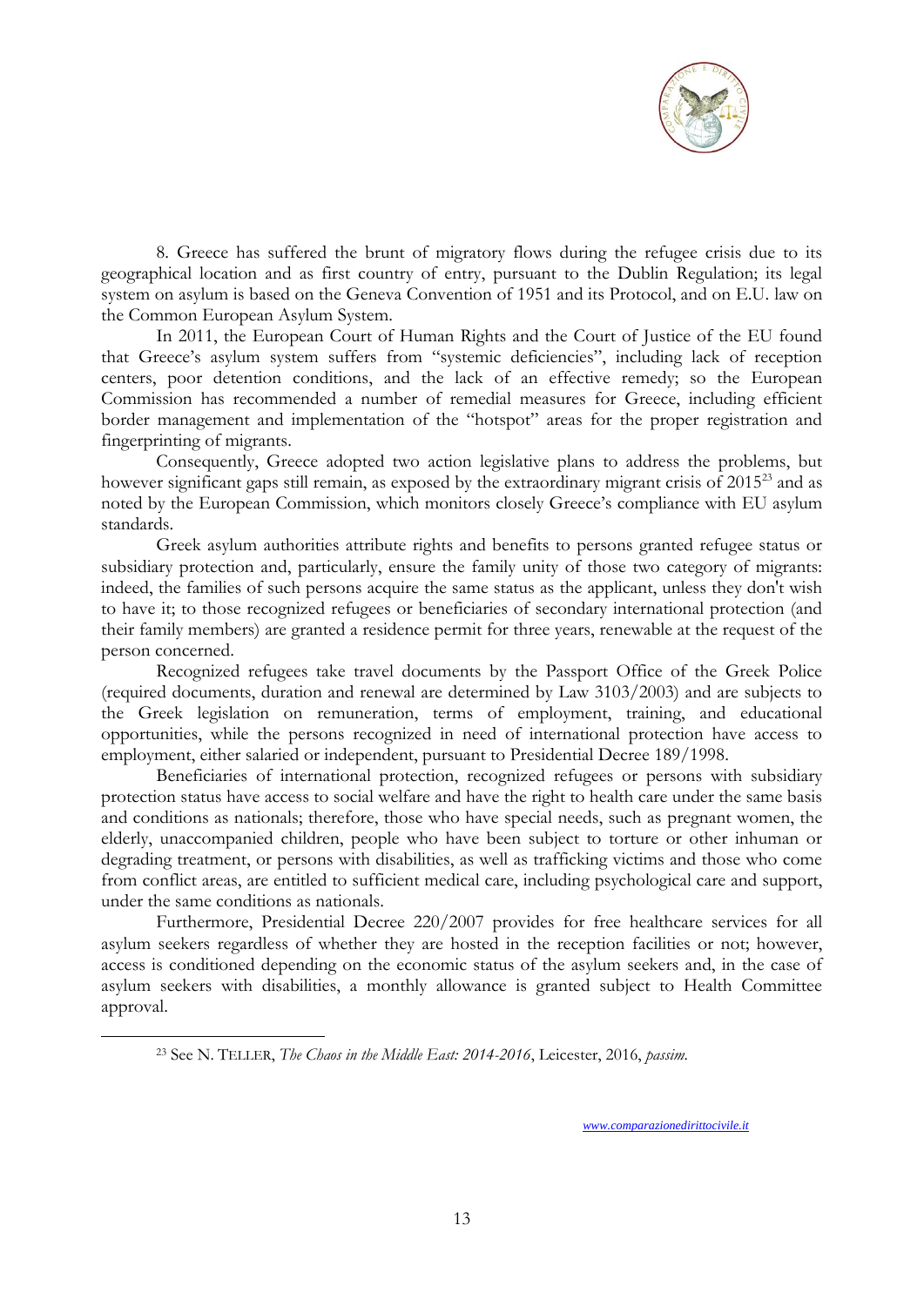8. Greece has suffered the brunt of migratory flows during the refugee crisis due to its geographical location and as first country of entry, pursuant to the Dublin Regulation; its legal system on asylum is based on the Geneva Convention of 1951 and its Protocol, and on E.U. law on the Common European Asylum System.

In 2011, the European Court of Human Rights and the Court of Justice of the EU found that Greece's asylum system suffers from "systemic deficiencies", including lack of reception centers, poor detention conditions, and the lack of an effective remedy; so the European Commission has recommended a number of remedial measures for Greece, including efficient border management and implementation of the "hotspot" areas for the proper registration and fingerprinting of migrants.

Consequently, Greece adopted two action legislative plans to address the problems, but however significant gaps still remain, as exposed by the extraordinary migrant crisis of 2015[23] and as noted by the European Commission, which monitors closely Greece's compliance with EU asylum standards.

Greek asylum authorities attribute rights and benefits to persons granted refugee status or subsidiary protection and, particularly, ensure the family unity of those two category of migrants: indeed, the families of such persons acquire the same status as the applicant, unless they don't wish to have it; to those recognized refugees or beneficiaries of secondary international protection (and their family members) are granted a residence permit for three years, renewable at the request of the person concerned.

Recognized refugees take travel documents by the Passport Office of the Greek Police (required documents, duration and renewal are determined by Law 3103/2003) and are subjects to the Greek legislation on remuneration, terms of employment, training, and educational opportunities, while the persons recognized in need of international protection have access to employment, either salaried or independent, pursuant to Presidential Decree 189/1998.

Beneficiaries of international protection, recognized refugees or persons with subsidiary protection status have access to social welfare and have the right to health care under the same basis and conditions as nationals; therefore, those who have special needs, such as pregnant women, the elderly, unaccompanied children, people who have been subject to torture or other inhuman or degrading treatment, or persons with disabilities, as well as trafficking victims and those who come from conflict areas, are entitled to sufficient medical care, including psychological care and support, under the same conditions as nationals.

Furthermore, Presidential Decree 220/2007 provides for free healthcare services for all asylum seekers regardless of whether they are hosted in the reception facilities or not; however, access is conditioned depending on the economic status of the asylum seekers and, in the case of asylum seekers with disabilities, a monthly allowance is granted subject to Health Committee approval.

[23] See N. TELLER, *The Chaos in the Middle East: 2014-2016*, Leicester, 2016, *passim*.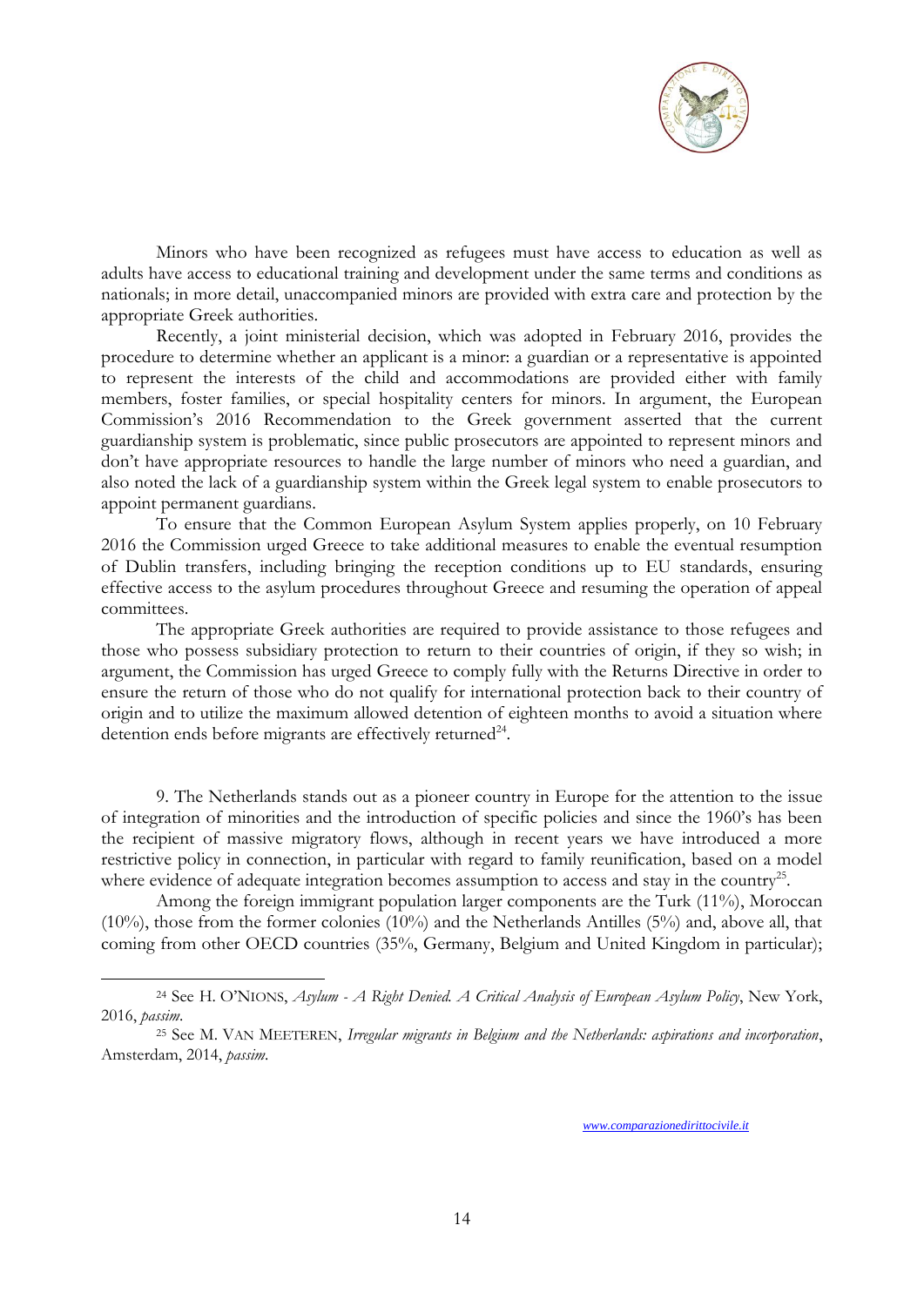Minors who have been recognized as refugees must have access to education as well as adults have access to educational training and development under the same terms and conditions as nationals; in more detail, unaccompanied minors are provided with extra care and protection by the appropriate Greek authorities.

Recently, a joint ministerial decision, which was adopted in February 2016, provides the procedure to determine whether an applicant is a minor: a guardian or a representative is appointed to represent the interests of the child and accommodations are provided either with family members, foster families, or special hospitality centers for minors. In argument, the European Commission's 2016 Recommendation to the Greek government asserted that the current guardianship system is problematic, since public prosecutors are appointed to represent minors and don't have appropriate resources to handle the large number of minors who need a guardian, and also noted the lack of a guardianship system within the Greek legal system to enable prosecutors to appoint permanent guardians.

To ensure that the Common European Asylum System applies properly, on 10 February 2016 the Commission urged Greece to take additional measures to enable the eventual resumption of Dublin transfers, including bringing the reception conditions up to EU standards, ensuring effective access to the asylum procedures throughout Greece and resuming the operation of appeal committees.

The appropriate Greek authorities are required to provide assistance to those refugees and those who possess subsidiary protection to return to their countries of origin, if they so wish; in argument, the Commission has urged Greece to comply fully with the Returns Directive in order to ensure the return of those who do not qualify for international protection back to their country of origin and to utilize the maximum allowed detention of eighteen months to avoid a situation where detention ends before migrants are effectively returned[24].

9. The Netherlands stands out as a pioneer country in Europe for the attention to the issue of integration of minorities and the introduction of specific policies and since the 1960's has been the recipient of massive migratory flows, although in recent years we have introduced a more restrictive policy in connection, in particular with regard to family reunification, based on a model where evidence of adequate integration becomes assumption to access and stay in the country[25].

Among the foreign immigrant population larger components are the Turk (11%), Moroccan (10%), those from the former colonies (10%) and the Netherlands Antilles (5%) and, above all, that coming from other OECD countries (35%, Germany, Belgium and United Kingdom in particular);

---

[24] See H. O'NIONS, *Asylum - A Right Denied. A Critical Analysis of European Asylum Policy*, New York, 2016, *passim*.

[25] See M. VAN MEETEREN, *Irregular migrants in Belgium and the Netherlands: aspirations and incorporation*, Amsterdam, 2014, *passim*.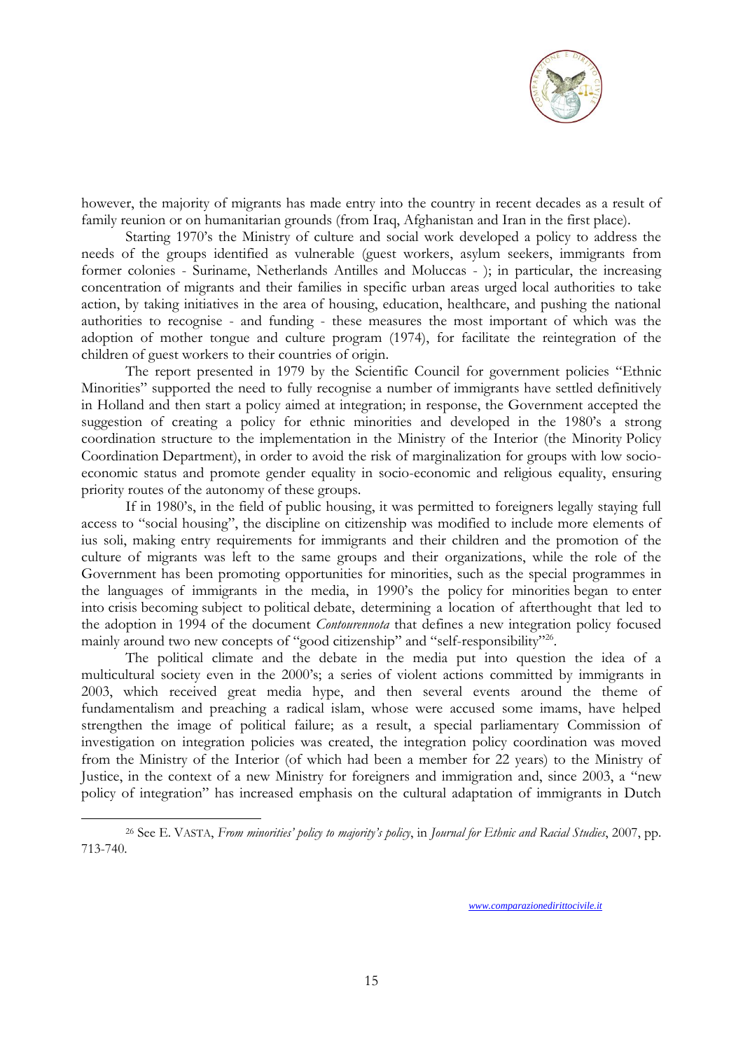however, the majority of migrants has made entry into the country in recent decades as a result of family reunion or on humanitarian grounds (from Iraq, Afghanistan and Iran in the first place).

Starting 1970's the Ministry of culture and social work developed a policy to address the needs of the groups identified as vulnerable (guest workers, asylum seekers, immigrants from former colonies - Suriname, Netherlands Antilles and Moluccas - ); in particular, the increasing concentration of migrants and their families in specific urban areas urged local authorities to take action, by taking initiatives in the area of housing, education, healthcare, and pushing the national authorities to recognise - and funding - these measures the most important of which was the adoption of mother tongue and culture program (1974), for facilitate the reintegration of the children of guest workers to their countries of origin.

The report presented in 1979 by the Scientific Council for government policies "Ethnic Minorities" supported the need to fully recognise a number of immigrants have settled definitively in Holland and then start a policy aimed at integration; in response, the Government accepted the suggestion of creating a policy for ethnic minorities and developed in the 1980's a strong coordination structure to the implementation in the Ministry of the Interior (the Minority Policy Coordination Department), in order to avoid the risk of marginalization for groups with low socio-economic status and promote gender equality in socio-economic and religious equality, ensuring priority routes of the autonomy of these groups.

If in 1980's, in the field of public housing, it was permitted to foreigners legally staying full access to "social housing", the discipline on citizenship was modified to include more elements of ius soli, making entry requirements for immigrants and their children and the promotion of the culture of migrants was left to the same groups and their organizations, while the role of the Government has been promoting opportunities for minorities, such as the special programmes in the languages of immigrants in the media, in 1990's the policy for minorities began to enter into crisis becoming subject to political debate, determining a location of afterthought that led to the adoption in 1994 of the document *Contourennota* that defines a new integration policy focused mainly around two new concepts of "good citizenship" and "self-responsibility"[26].

The political climate and the debate in the media put into question the idea of a multicultural society even in the 2000's; a series of violent actions committed by immigrants in 2003, which received great media hype, and then several events around the theme of fundamentalism and preaching a radical islam, whose were accused some imams, have helped strengthen the image of political failure; as a result, a special parliamentary Commission of investigation on integration policies was created, the integration policy coordination was moved from the Ministry of the Interior (of which had been a member for 22 years) to the Ministry of Justice, in the context of a new Ministry for foreigners and immigration and, since 2003, a "new policy of integration" has increased emphasis on the cultural adaptation of immigrants in Dutch

---

[26] See E. VASTA, *From minorities' policy to majority's policy*, in *Journal for Ethnic and Racial Studies*, 2007, pp. 713-740.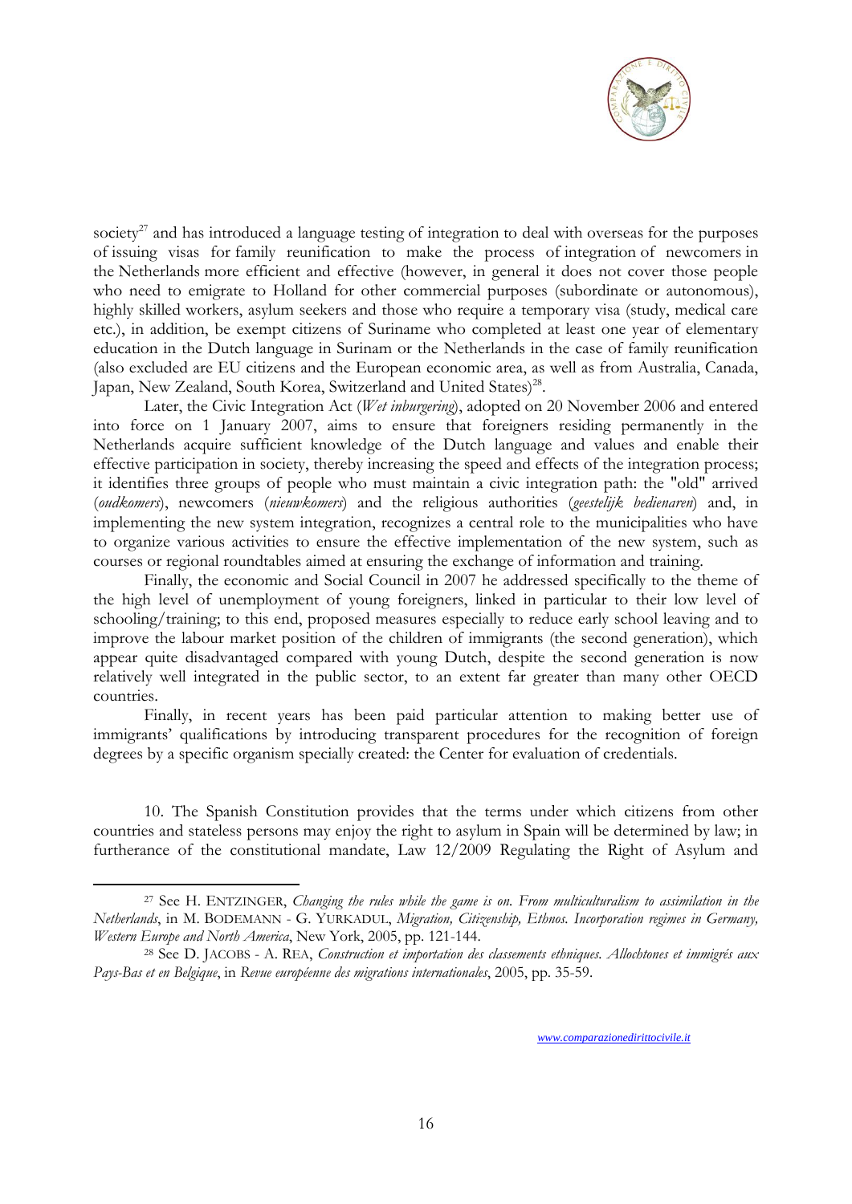society[27] and has introduced a language testing of integration to deal with overseas for the purposes of issuing visas for family reunification to make the process of integration of newcomers in the Netherlands more efficient and effective (however, in general it does not cover those people who need to emigrate to Holland for other commercial purposes (subordinate or autonomous), highly skilled workers, asylum seekers and those who require a temporary visa (study, medical care etc.), in addition, be exempt citizens of Suriname who completed at least one year of elementary education in the Dutch language in Surinam or the Netherlands in the case of family reunification (also excluded are EU citizens and the European economic area, as well as from Australia, Canada, Japan, New Zealand, South Korea, Switzerland and United States)[28].

Later, the Civic Integration Act (*Wet inburgering*), adopted on 20 November 2006 and entered into force on 1 January 2007, aims to ensure that foreigners residing permanently in the Netherlands acquire sufficient knowledge of the Dutch language and values and enable their effective participation in society, thereby increasing the speed and effects of the integration process; it identifies three groups of people who must maintain a civic integration path: the "old" arrived (*oudkomers*), newcomers (*nieuwkomers*) and the religious authorities (*geestelijk bedienaren*) and, in implementing the new system integration, recognizes a central role to the municipalities who have to organize various activities to ensure the effective implementation of the new system, such as courses or regional roundtables aimed at ensuring the exchange of information and training.

Finally, the economic and Social Council in 2007 he addressed specifically to the theme of the high level of unemployment of young foreigners, linked in particular to their low level of schooling/training; to this end, proposed measures especially to reduce early school leaving and to improve the labour market position of the children of immigrants (the second generation), which appear quite disadvantaged compared with young Dutch, despite the second generation is now relatively well integrated in the public sector, to an extent far greater than many other OECD countries.

Finally, in recent years has been paid particular attention to making better use of immigrants' qualifications by introducing transparent procedures for the recognition of foreign degrees by a specific organism specially created: the Center for evaluation of credentials.

10. The Spanish Constitution provides that the terms under which citizens from other countries and stateless persons may enjoy the right to asylum in Spain will be determined by law; in furtherance of the constitutional mandate, Law 12/2009 Regulating the Right of Asylum and

---

[27] See H. ENTZINGER, *Changing the rules while the game is on. From multiculturalism to assimilation in the Netherlands*, in M. BODEMANN - G. YURKADUL, *Migration, Citizenship, Ethnos. Incorporation regimes in Germany, Western Europe and North America*, New York, 2005, pp. 121-144.

[28] See D. JACOBS - A. REA, *Construction et importation des classements ethniques. Allochtones et immigrés aux Pays-Bas et en Belgique*, in *Revue européenne des migrations internationales*, 2005, pp. 35-59.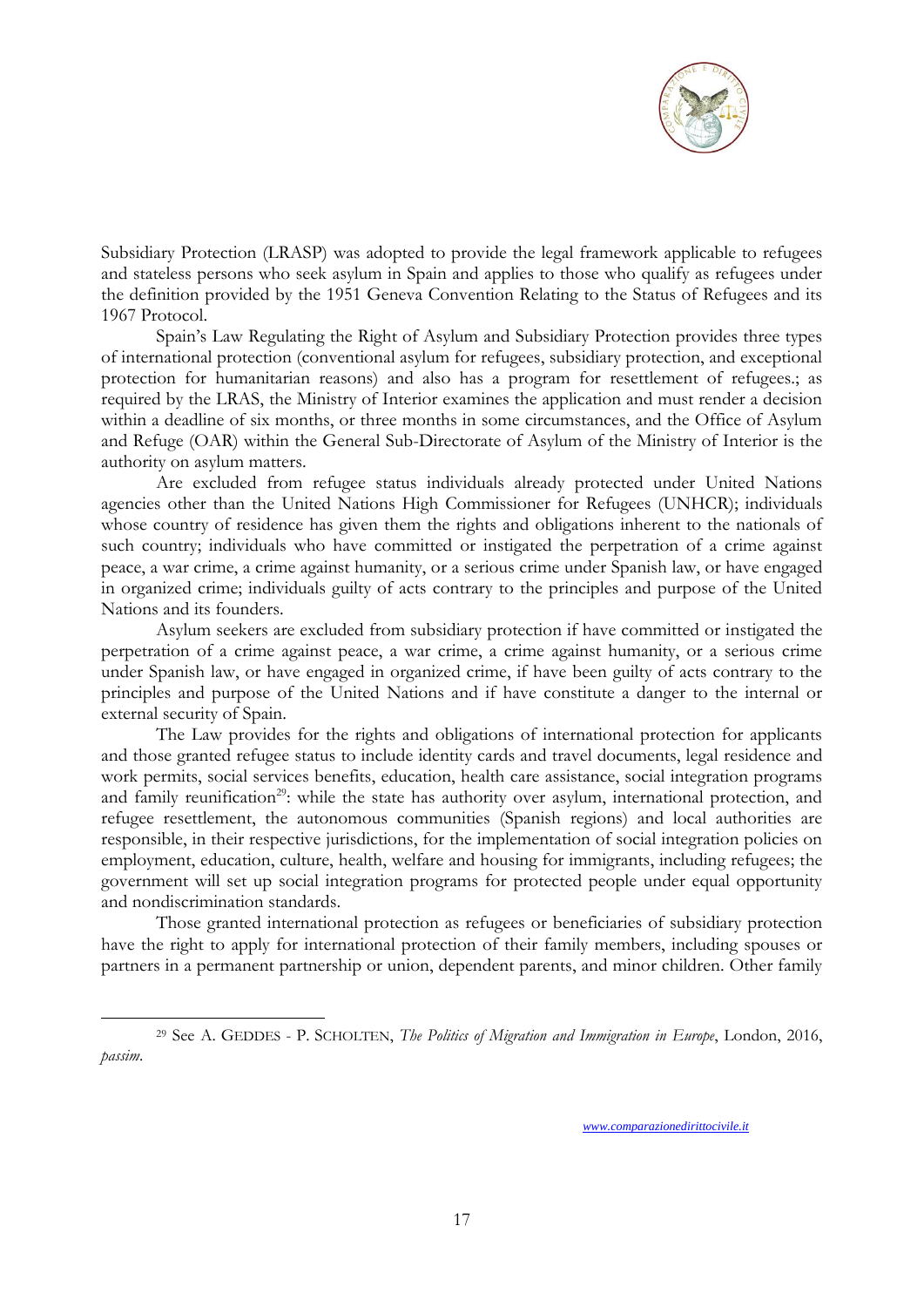Subsidiary Protection (LRASP) was adopted to provide the legal framework applicable to refugees and stateless persons who seek asylum in Spain and applies to those who qualify as refugees under the definition provided by the 1951 Geneva Convention Relating to the Status of Refugees and its 1967 Protocol.

Spain's Law Regulating the Right of Asylum and Subsidiary Protection provides three types of international protection (conventional asylum for refugees, subsidiary protection, and exceptional protection for humanitarian reasons) and also has a program for resettlement of refugees.; as required by the LRAS, the Ministry of Interior examines the application and must render a decision within a deadline of six months, or three months in some circumstances, and the Office of Asylum and Refuge (OAR) within the General Sub-Directorate of Asylum of the Ministry of Interior is the authority on asylum matters.

Are excluded from refugee status individuals already protected under United Nations agencies other than the United Nations High Commissioner for Refugees (UNHCR); individuals whose country of residence has given them the rights and obligations inherent to the nationals of such country; individuals who have committed or instigated the perpetration of a crime against peace, a war crime, a crime against humanity, or a serious crime under Spanish law, or have engaged in organized crime; individuals guilty of acts contrary to the principles and purpose of the United Nations and its founders.

Asylum seekers are excluded from subsidiary protection if have committed or instigated the perpetration of a crime against peace, a war crime, a crime against humanity, or a serious crime under Spanish law, or have engaged in organized crime, if have been guilty of acts contrary to the principles and purpose of the United Nations and if have constitute a danger to the internal or external security of Spain.

The Law provides for the rights and obligations of international protection for applicants and those granted refugee status to include identity cards and travel documents, legal residence and work permits, social services benefits, education, health care assistance, social integration programs and family reunification[29]: while the state has authority over asylum, international protection, and refugee resettlement, the autonomous communities (Spanish regions) and local authorities are responsible, in their respective jurisdictions, for the implementation of social integration policies on employment, education, culture, health, welfare and housing for immigrants, including refugees; the government will set up social integration programs for protected people under equal opportunity and nondiscrimination standards.

Those granted international protection as refugees or beneficiaries of subsidiary protection have the right to apply for international protection of their family members, including spouses or partners in a permanent partnership or union, dependent parents, and minor children. Other family

---

[29] See A. GEDDES - P. SCHOLTEN, *The Politics of Migration and Immigration in Europe*, London, 2016, *passim*.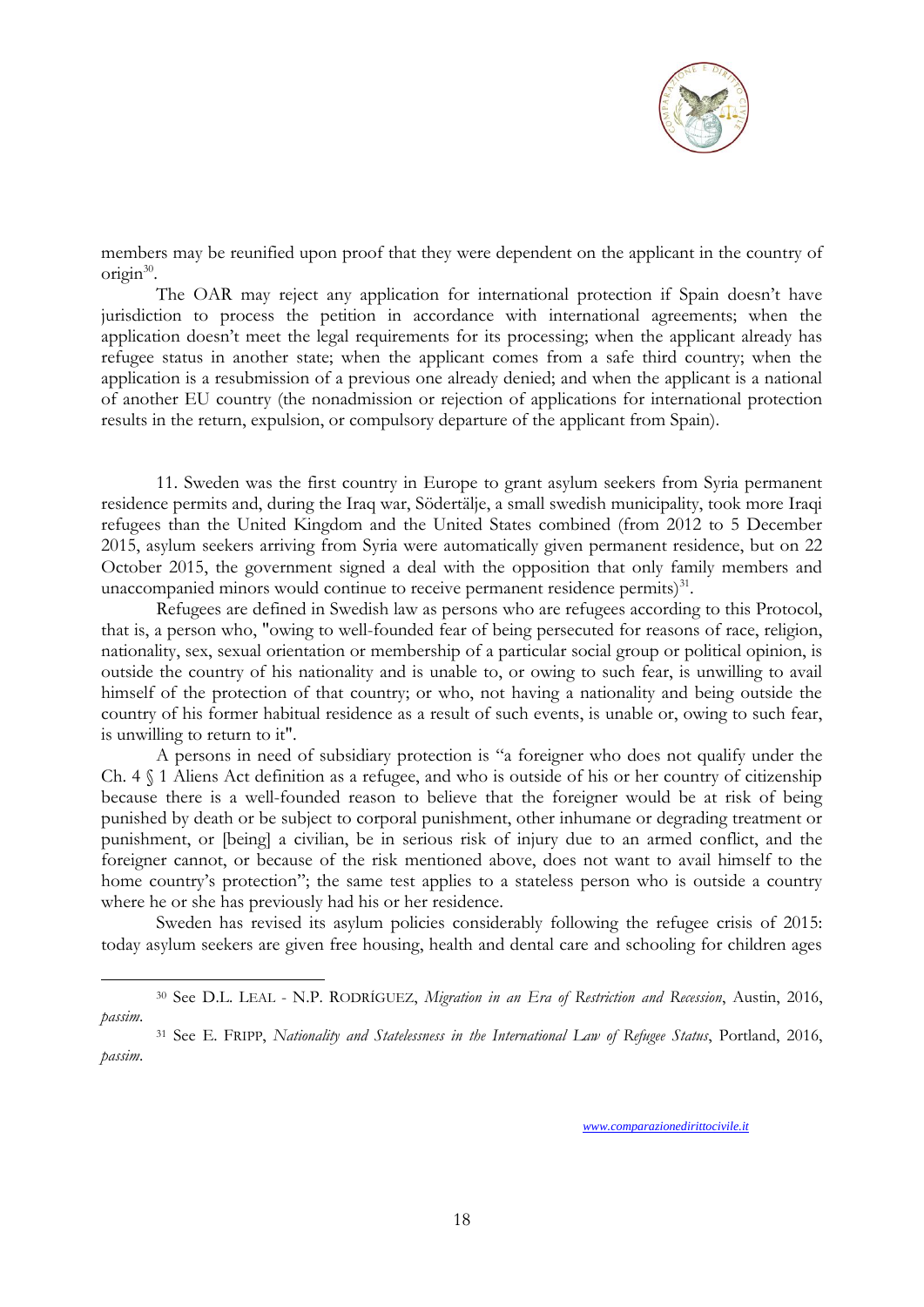members may be reunified upon proof that they were dependent on the applicant in the country of origin[30].

The OAR may reject any application for international protection if Spain doesn't have jurisdiction to process the petition in accordance with international agreements; when the application doesn't meet the legal requirements for its processing; when the applicant already has refugee status in another state; when the applicant comes from a safe third country; when the application is a resubmission of a previous one already denied; and when the applicant is a national of another EU country (the nonadmission or rejection of applications for international protection results in the return, expulsion, or compulsory departure of the applicant from Spain).

11. Sweden was the first country in Europe to grant asylum seekers from Syria permanent residence permits and, during the Iraq war, Södertälje, a small swedish municipality, took more Iraqi refugees than the United Kingdom and the United States combined (from 2012 to 5 December 2015, asylum seekers arriving from Syria were automatically given permanent residence, but on 22 October 2015, the government signed a deal with the opposition that only family members and unaccompanied minors would continue to receive permanent residence permits)[31].

Refugees are defined in Swedish law as persons who are refugees according to this Protocol, that is, a person who, "owing to well-founded fear of being persecuted for reasons of race, religion, nationality, sex, sexual orientation or membership of a particular social group or political opinion, is outside the country of his nationality and is unable to, or owing to such fear, is unwilling to avail himself of the protection of that country; or who, not having a nationality and being outside the country of his former habitual residence as a result of such events, is unable or, owing to such fear, is unwilling to return to it".

A persons in need of subsidiary protection is "a foreigner who does not qualify under the Ch. 4 § 1 Aliens Act definition as a refugee, and who is outside of his or her country of citizenship because there is a well-founded reason to believe that the foreigner would be at risk of being punished by death or be subject to corporal punishment, other inhumane or degrading treatment or punishment, or [being] a civilian, be in serious risk of injury due to an armed conflict, and the foreigner cannot, or because of the risk mentioned above, does not want to avail himself to the home country's protection"; the same test applies to a stateless person who is outside a country where he or she has previously had his or her residence.

Sweden has revised its asylum policies considerably following the refugee crisis of 2015: today asylum seekers are given free housing, health and dental care and schooling for children ages

---

[30] See D.L. LEAL - N.P. RODRÍGUEZ, *Migration in an Era of Restriction and Recession*, Austin, 2016, *passim*.

[31] See E. FRIPP, *Nationality and Statelessness in the International Law of Refugee Status*, Portland, 2016, *passim*.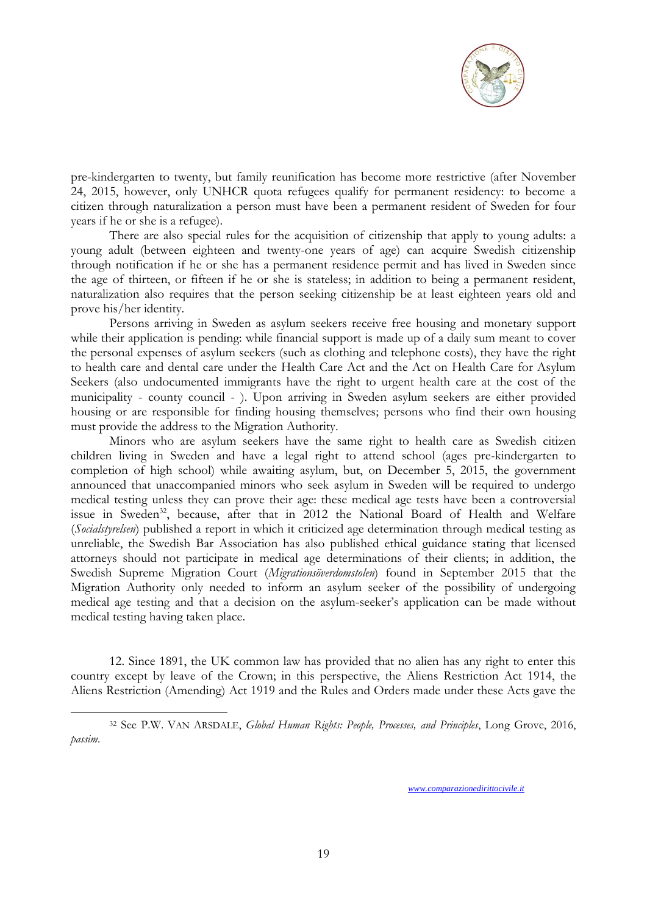pre-kindergarten to twenty, but family reunification has become more restrictive (after November 24, 2015, however, only UNHCR quota refugees qualify for permanent residency: to become a citizen through naturalization a person must have been a permanent resident of Sweden for four years if he or she is a refugee).

There are also special rules for the acquisition of citizenship that apply to young adults: a young adult (between eighteen and twenty-one years of age) can acquire Swedish citizenship through notification if he or she has a permanent residence permit and has lived in Sweden since the age of thirteen, or fifteen if he or she is stateless; in addition to being a permanent resident, naturalization also requires that the person seeking citizenship be at least eighteen years old and prove his/her identity.

Persons arriving in Sweden as asylum seekers receive free housing and monetary support while their application is pending: while financial support is made up of a daily sum meant to cover the personal expenses of asylum seekers (such as clothing and telephone costs), they have the right to health care and dental care under the Health Care Act and the Act on Health Care for Asylum Seekers (also undocumented immigrants have the right to urgent health care at the cost of the municipality - county council - ). Upon arriving in Sweden asylum seekers are either provided housing or are responsible for finding housing themselves; persons who find their own housing must provide the address to the Migration Authority.

Minors who are asylum seekers have the same right to health care as Swedish citizen children living in Sweden and have a legal right to attend school (ages pre-kindergarten to completion of high school) while awaiting asylum, but, on December 5, 2015, the government announced that unaccompanied minors who seek asylum in Sweden will be required to undergo medical testing unless they can prove their age: these medical age tests have been a controversial issue in Sweden[32], because, after that in 2012 the National Board of Health and Welfare (*Socialstyrelsen*) published a report in which it criticized age determination through medical testing as unreliable, the Swedish Bar Association has also published ethical guidance stating that licensed attorneys should not participate in medical age determinations of their clients; in addition, the Swedish Supreme Migration Court (*Migrationsöverdomstolen*) found in September 2015 that the Migration Authority only needed to inform an asylum seeker of the possibility of undergoing medical age testing and that a decision on the asylum-seeker's application can be made without medical testing having taken place.

12. Since 1891, the UK common law has provided that no alien has any right to enter this country except by leave of the Crown; in this perspective, the Aliens Restriction Act 1914, the Aliens Restriction (Amending) Act 1919 and the Rules and Orders made under these Acts gave the

---

[32] See P.W. VAN ARSDALE, *Global Human Rights: People, Processes, and Principles*, Long Grove, 2016, *passim*.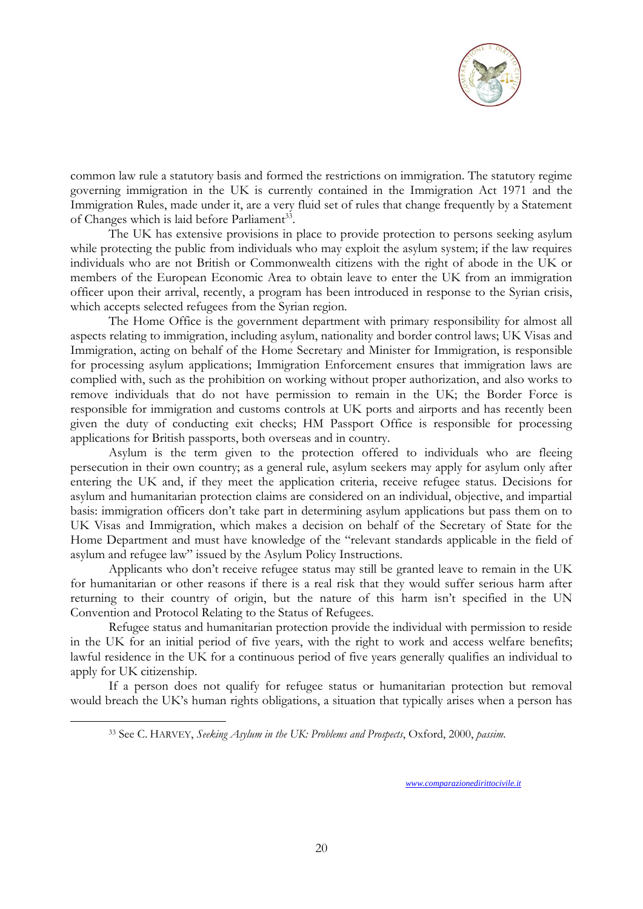common law rule a statutory basis and formed the restrictions on immigration. The statutory regime governing immigration in the UK is currently contained in the Immigration Act 1971 and the Immigration Rules, made under it, are a very fluid set of rules that change frequently by a Statement of Changes which is laid before Parliament[33].

The UK has extensive provisions in place to provide protection to persons seeking asylum while protecting the public from individuals who may exploit the asylum system; if the law requires individuals who are not British or Commonwealth citizens with the right of abode in the UK or members of the European Economic Area to obtain leave to enter the UK from an immigration officer upon their arrival, recently, a program has been introduced in response to the Syrian crisis, which accepts selected refugees from the Syrian region.

The Home Office is the government department with primary responsibility for almost all aspects relating to immigration, including asylum, nationality and border control laws; UK Visas and Immigration, acting on behalf of the Home Secretary and Minister for Immigration, is responsible for processing asylum applications; Immigration Enforcement ensures that immigration laws are complied with, such as the prohibition on working without proper authorization, and also works to remove individuals that do not have permission to remain in the UK; the Border Force is responsible for immigration and customs controls at UK ports and airports and has recently been given the duty of conducting exit checks; HM Passport Office is responsible for processing applications for British passports, both overseas and in country.

Asylum is the term given to the protection offered to individuals who are fleeing persecution in their own country; as a general rule, asylum seekers may apply for asylum only after entering the UK and, if they meet the application criteria, receive refugee status. Decisions for asylum and humanitarian protection claims are considered on an individual, objective, and impartial basis: immigration officers don't take part in determining asylum applications but pass them on to UK Visas and Immigration, which makes a decision on behalf of the Secretary of State for the Home Department and must have knowledge of the "relevant standards applicable in the field of asylum and refugee law" issued by the Asylum Policy Instructions.

Applicants who don't receive refugee status may still be granted leave to remain in the UK for humanitarian or other reasons if there is a real risk that they would suffer serious harm after returning to their country of origin, but the nature of this harm isn't specified in the UN Convention and Protocol Relating to the Status of Refugees.

Refugee status and humanitarian protection provide the individual with permission to reside in the UK for an initial period of five years, with the right to work and access welfare benefits; lawful residence in the UK for a continuous period of five years generally qualifies an individual to apply for UK citizenship.

If a person does not qualify for refugee status or humanitarian protection but removal would breach the UK's human rights obligations, a situation that typically arises when a person has

[33] See C. HARVEY, *Seeking Asylum in the UK: Problems and Prospects*, Oxford, 2000, *passim*.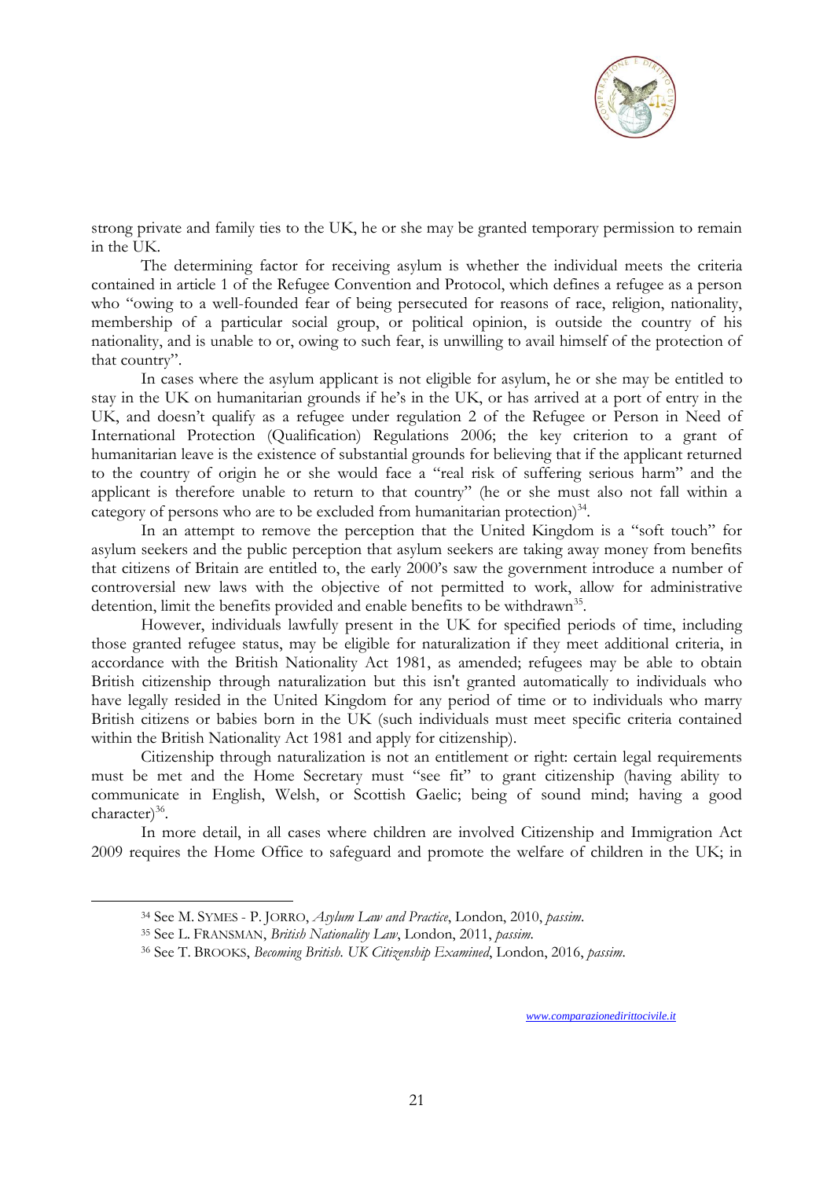strong private and family ties to the UK, he or she may be granted temporary permission to remain in the UK.

The determining factor for receiving asylum is whether the individual meets the criteria contained in article 1 of the Refugee Convention and Protocol, which defines a refugee as a person who "owing to a well-founded fear of being persecuted for reasons of race, religion, nationality, membership of a particular social group, or political opinion, is outside the country of his nationality, and is unable to or, owing to such fear, is unwilling to avail himself of the protection of that country".

In cases where the asylum applicant is not eligible for asylum, he or she may be entitled to stay in the UK on humanitarian grounds if he's in the UK, or has arrived at a port of entry in the UK, and doesn't qualify as a refugee under regulation 2 of the Refugee or Person in Need of International Protection (Qualification) Regulations 2006; the key criterion to a grant of humanitarian leave is the existence of substantial grounds for believing that if the applicant returned to the country of origin he or she would face a "real risk of suffering serious harm" and the applicant is therefore unable to return to that country" (he or she must also not fall within a category of persons who are to be excluded from humanitarian protection)[34].

In an attempt to remove the perception that the United Kingdom is a "soft touch" for asylum seekers and the public perception that asylum seekers are taking away money from benefits that citizens of Britain are entitled to, the early 2000's saw the government introduce a number of controversial new laws with the objective of not permitted to work, allow for administrative detention, limit the benefits provided and enable benefits to be withdrawn[35].

However, individuals lawfully present in the UK for specified periods of time, including those granted refugee status, may be eligible for naturalization if they meet additional criteria, in accordance with the British Nationality Act 1981, as amended; refugees may be able to obtain British citizenship through naturalization but this isn't granted automatically to individuals who have legally resided in the United Kingdom for any period of time or to individuals who marry British citizens or babies born in the UK (such individuals must meet specific criteria contained within the British Nationality Act 1981 and apply for citizenship).

Citizenship through naturalization is not an entitlement or right: certain legal requirements must be met and the Home Secretary must "see fit" to grant citizenship (having ability to communicate in English, Welsh, or Scottish Gaelic; being of sound mind; having a good character)[36].

In more detail, in all cases where children are involved Citizenship and Immigration Act 2009 requires the Home Office to safeguard and promote the welfare of children in the UK; in

---

[34] See M. SYMES - P. JORRO, *Asylum Law and Practice*, London, 2010, *passim*.

[35] See L. FRANSMAN, *British Nationality Law*, London, 2011, *passim*.

[36] See T. BROOKS, *Becoming British. UK Citizenship Examined*, London, 2016, *passim*.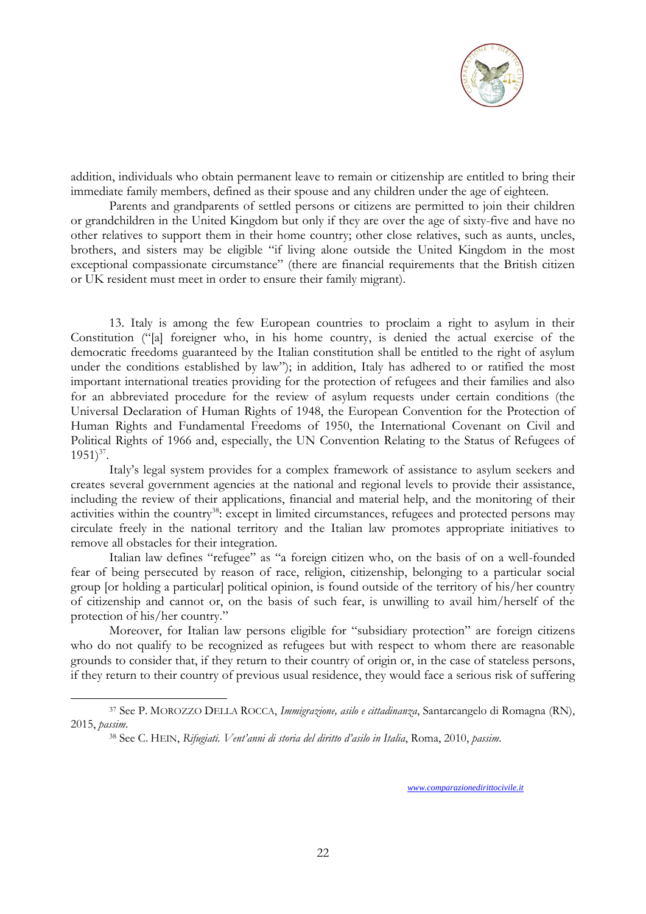addition, individuals who obtain permanent leave to remain or citizenship are entitled to bring their immediate family members, defined as their spouse and any children under the age of eighteen.

Parents and grandparents of settled persons or citizens are permitted to join their children or grandchildren in the United Kingdom but only if they are over the age of sixty-five and have no other relatives to support them in their home country; other close relatives, such as aunts, uncles, brothers, and sisters may be eligible "if living alone outside the United Kingdom in the most exceptional compassionate circumstance" (there are financial requirements that the British citizen or UK resident must meet in order to ensure their family migrant).

13. Italy is among the few European countries to proclaim a right to asylum in their Constitution ("[a] foreigner who, in his home country, is denied the actual exercise of the democratic freedoms guaranteed by the Italian constitution shall be entitled to the right of asylum under the conditions established by law"); in addition, Italy has adhered to or ratified the most important international treaties providing for the protection of refugees and their families and also for an abbreviated procedure for the review of asylum requests under certain conditions (the Universal Declaration of Human Rights of 1948, the European Convention for the Protection of Human Rights and Fundamental Freedoms of 1950, the International Covenant on Civil and Political Rights of 1966 and, especially, the UN Convention Relating to the Status of Refugees of 1951)[37].

Italy's legal system provides for a complex framework of assistance to asylum seekers and creates several government agencies at the national and regional levels to provide their assistance, including the review of their applications, financial and material help, and the monitoring of their activities within the country[38]: except in limited circumstances, refugees and protected persons may circulate freely in the national territory and the Italian law promotes appropriate initiatives to remove all obstacles for their integration.

Italian law defines "refugee" as "a foreign citizen who, on the basis of on a well-founded fear of being persecuted by reason of race, religion, citizenship, belonging to a particular social group [or holding a particular] political opinion, is found outside of the territory of his/her country of citizenship and cannot or, on the basis of such fear, is unwilling to avail him/herself of the protection of his/her country."

Moreover, for Italian law persons eligible for "subsidiary protection" are foreign citizens who do not qualify to be recognized as refugees but with respect to whom there are reasonable grounds to consider that, if they return to their country of origin or, in the case of stateless persons, if they return to their country of previous usual residence, they would face a serious risk of suffering

---

[37] See P. MOROZZO DELLA ROCCA, *Immigrazione, asilo e cittadinanza*, Santarcangelo di Romagna (RN), 2015, *passim*.

[38] See C. HEIN, *Rifugiati. Vent'anni di storia del diritto d'asilo in Italia*, Roma, 2010, *passim*.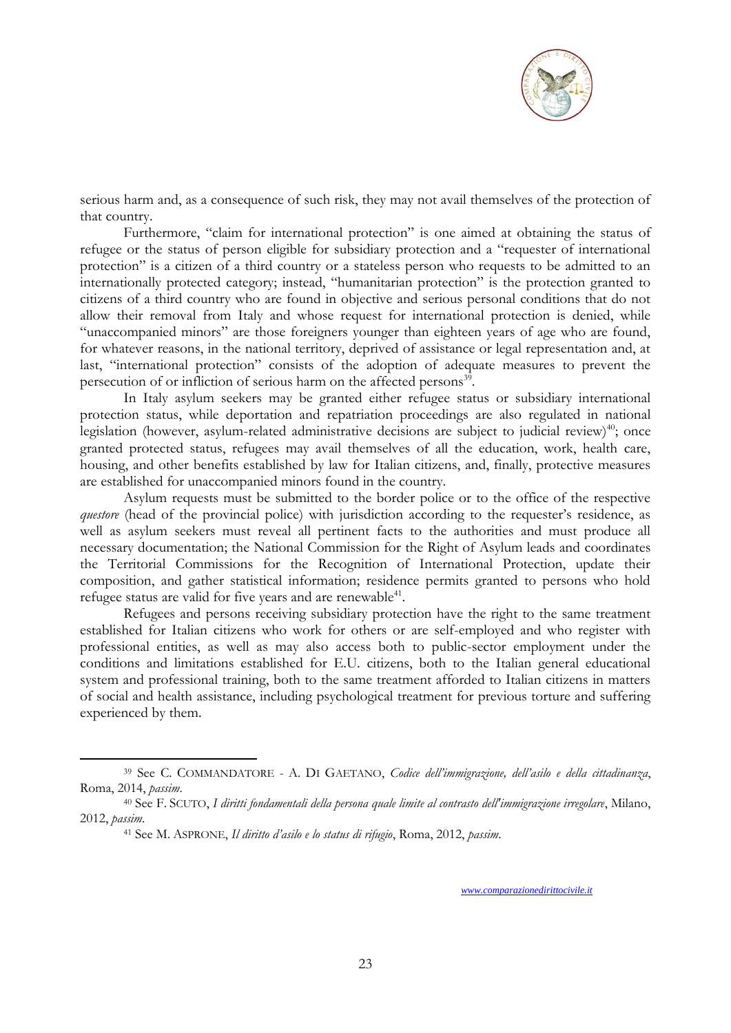serious harm and, as a consequence of such risk, they may not avail themselves of the protection of that country.

Furthermore, "claim for international protection" is one aimed at obtaining the status of refugee or the status of person eligible for subsidiary protection and a "requester of international protection" is a citizen of a third country or a stateless person who requests to be admitted to an internationally protected category; instead, "humanitarian protection" is the protection granted to citizens of a third country who are found in objective and serious personal conditions that do not allow their removal from Italy and whose request for international protection is denied, while "unaccompanied minors" are those foreigners younger than eighteen years of age who are found, for whatever reasons, in the national territory, deprived of assistance or legal representation and, at last, "international protection" consists of the adoption of adequate measures to prevent the persecution of or infliction of serious harm on the affected persons[39].

In Italy asylum seekers may be granted either refugee status or subsidiary international protection status, while deportation and repatriation proceedings are also regulated in national legislation (however, asylum-related administrative decisions are subject to judicial review)[40]; once granted protected status, refugees may avail themselves of all the education, work, health care, housing, and other benefits established by law for Italian citizens, and, finally, protective measures are established for unaccompanied minors found in the country.

Asylum requests must be submitted to the border police or to the office of the respective *questore* (head of the provincial police) with jurisdiction according to the requester's residence, as well as asylum seekers must reveal all pertinent facts to the authorities and must produce all necessary documentation; the National Commission for the Right of Asylum leads and coordinates the Territorial Commissions for the Recognition of International Protection, update their composition, and gather statistical information; residence permits granted to persons who hold refugee status are valid for five years and are renewable[41].

Refugees and persons receiving subsidiary protection have the right to the same treatment established for Italian citizens who work for others or are self-employed and who register with professional entities, as well as may also access both to public-sector employment under the conditions and limitations established for E.U. citizens, both to the Italian general educational system and professional training, both to the same treatment afforded to Italian citizens in matters of social and health assistance, including psychological treatment for previous torture and suffering experienced by them.

---

[39] See C. COMMANDATORE - A. DI GAETANO, *Codice dell'immigrazione, dell'asilo e della cittadinanza*, Roma, 2014, *passim*.

[40] See F. SCUTO, *I diritti fondamentali della persona quale limite al contrasto dell'immigrazione irregolare*, Milano, 2012, *passim*.

[41] See M. ASPRONE, *Il diritto d'asilo e lo status di rifugio*, Roma, 2012, *passim*.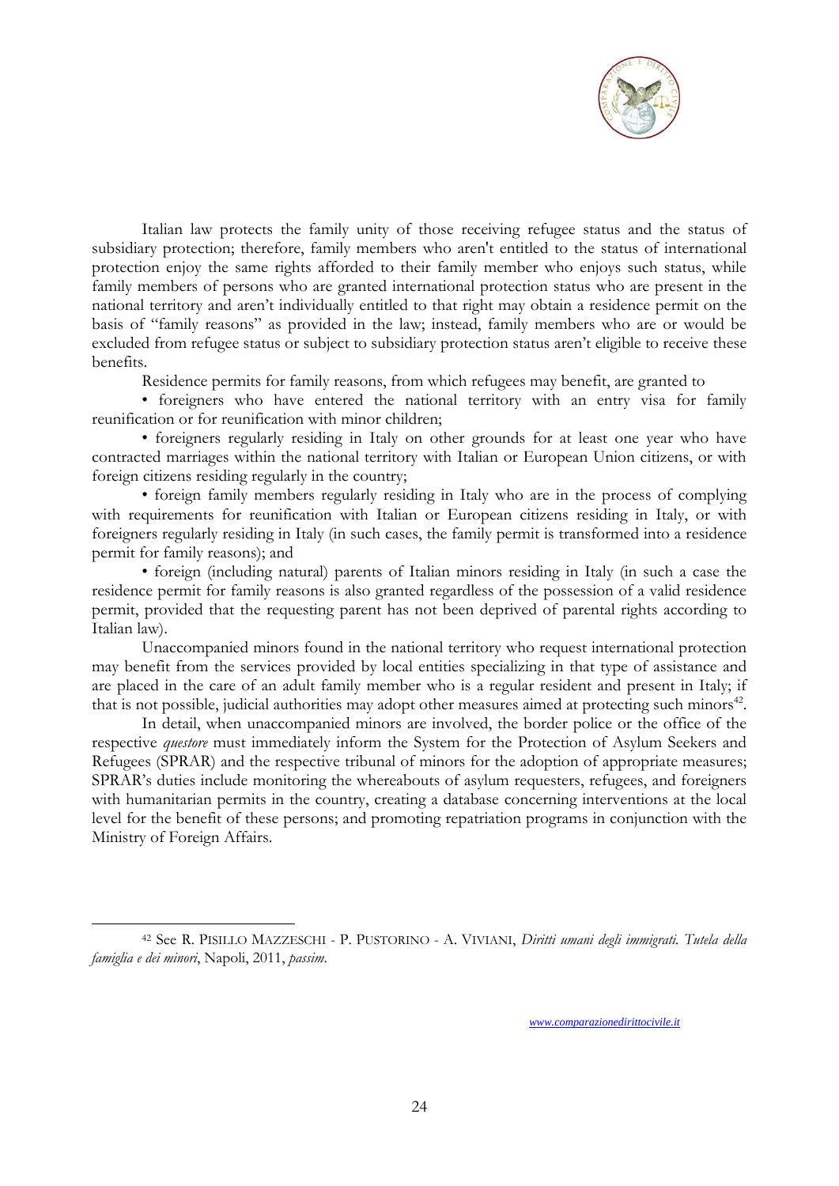Italian law protects the family unity of those receiving refugee status and the status of subsidiary protection; therefore, family members who aren't entitled to the status of international protection enjoy the same rights afforded to their family member who enjoys such status, while family members of persons who are granted international protection status who are present in the national territory and aren't individually entitled to that right may obtain a residence permit on the basis of "family reasons" as provided in the law; instead, family members who are or would be excluded from refugee status or subject to subsidiary protection status aren't eligible to receive these benefits.

Residence permits for family reasons, from which refugees may benefit, are granted to

• foreigners who have entered the national territory with an entry visa for family reunification or for reunification with minor children;

• foreigners regularly residing in Italy on other grounds for at least one year who have contracted marriages within the national territory with Italian or European Union citizens, or with foreign citizens residing regularly in the country;

• foreign family members regularly residing in Italy who are in the process of complying with requirements for reunification with Italian or European citizens residing in Italy, or with foreigners regularly residing in Italy (in such cases, the family permit is transformed into a residence permit for family reasons); and

• foreign (including natural) parents of Italian minors residing in Italy (in such a case the residence permit for family reasons is also granted regardless of the possession of a valid residence permit, provided that the requesting parent has not been deprived of parental rights according to Italian law).

Unaccompanied minors found in the national territory who request international protection may benefit from the services provided by local entities specializing in that type of assistance and are placed in the care of an adult family member who is a regular resident and present in Italy; if that is not possible, judicial authorities may adopt other measures aimed at protecting such minors[42].

In detail, when unaccompanied minors are involved, the border police or the office of the respective *questore* must immediately inform the System for the Protection of Asylum Seekers and Refugees (SPRAR) and the respective tribunal of minors for the adoption of appropriate measures; SPRAR's duties include monitoring the whereabouts of asylum requesters, refugees, and foreigners with humanitarian permits in the country, creating a database concerning interventions at the local level for the benefit of these persons; and promoting repatriation programs in conjunction with the Ministry of Foreign Affairs.

---

[42] See R. PISILLO MAZZESCHI - P. PUSTORINO - A. VIVIANI, *Diritti umani degli immigrati. Tutela della famiglia e dei minori*, Napoli, 2011, *passim*.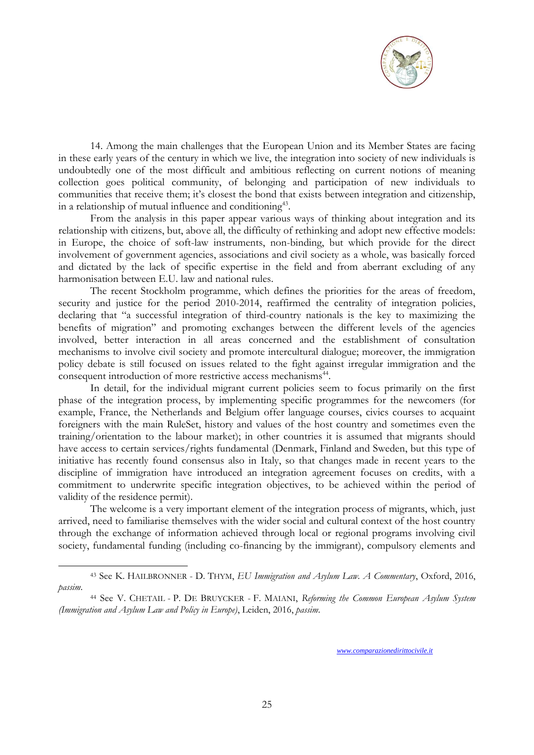14. Among the main challenges that the European Union and its Member States are facing in these early years of the century in which we live, the integration into society of new individuals is undoubtedly one of the most difficult and ambitious reflecting on current notions of meaning collection goes political community, of belonging and participation of new individuals to communities that receive them; it's closest the bond that exists between integration and citizenship, in a relationship of mutual influence and conditioning[43].

From the analysis in this paper appear various ways of thinking about integration and its relationship with citizens, but, above all, the difficulty of rethinking and adopt new effective models: in Europe, the choice of soft-law instruments, non-binding, but which provide for the direct involvement of government agencies, associations and civil society as a whole, was basically forced and dictated by the lack of specific expertise in the field and from aberrant excluding of any harmonisation between E.U. law and national rules.

The recent Stockholm programme, which defines the priorities for the areas of freedom, security and justice for the period 2010-2014, reaffirmed the centrality of integration policies, declaring that "a successful integration of third-country nationals is the key to maximizing the benefits of migration" and promoting exchanges between the different levels of the agencies involved, better interaction in all areas concerned and the establishment of consultation mechanisms to involve civil society and promote intercultural dialogue; moreover, the immigration policy debate is still focused on issues related to the fight against irregular immigration and the consequent introduction of more restrictive access mechanisms[44].

In detail, for the individual migrant current policies seem to focus primarily on the first phase of the integration process, by implementing specific programmes for the newcomers (for example, France, the Netherlands and Belgium offer language courses, civics courses to acquaint foreigners with the main RuleSet, history and values of the host country and sometimes even the training/orientation to the labour market); in other countries it is assumed that migrants should have access to certain services/rights fundamental (Denmark, Finland and Sweden, but this type of initiative has recently found consensus also in Italy, so that changes made in recent years to the discipline of immigration have introduced an integration agreement focuses on credits, with a commitment to underwrite specific integration objectives, to be achieved within the period of validity of the residence permit).

The welcome is a very important element of the integration process of migrants, which, just arrived, need to familiarise themselves with the wider social and cultural context of the host country through the exchange of information achieved through local or regional programs involving civil society, fundamental funding (including co-financing by the immigrant), compulsory elements and

---

[43] See K. HAILBRONNER - D. THYM, *EU Immigration and Asylum Law. A Commentary*, Oxford, 2016, *passim*.

[44] See V. CHETAIL - P. DE BRUYCKER - F. MAIANI, *Reforming the Common European Asylum System (Immigration and Asylum Law and Policy in Europe)*, Leiden, 2016, *passim*.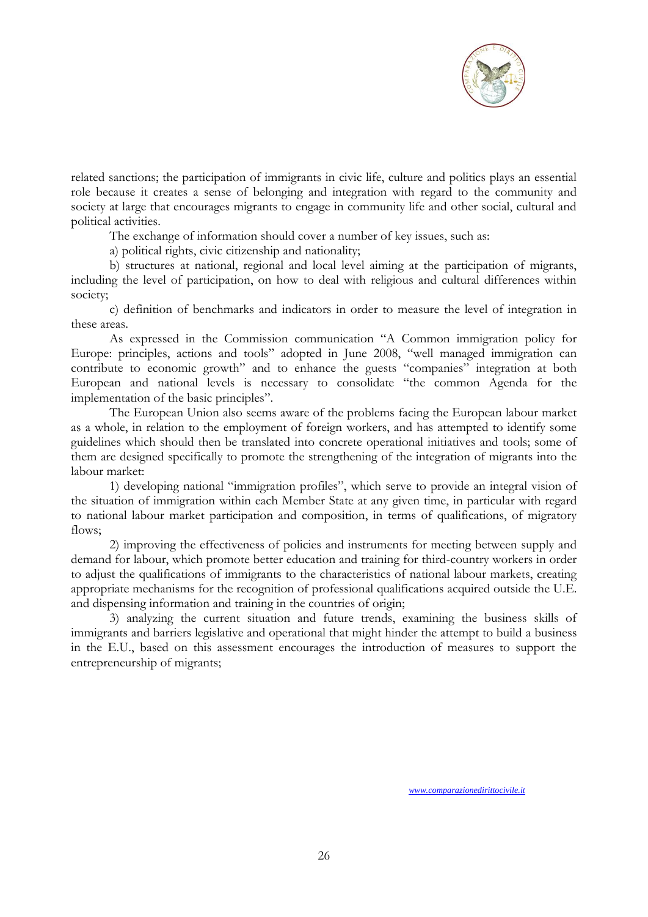related sanctions; the participation of immigrants in civic life, culture and politics plays an essential role because it creates a sense of belonging and integration with regard to the community and society at large that encourages migrants to engage in community life and other social, cultural and political activities.

The exchange of information should cover a number of key issues, such as:

a) political rights, civic citizenship and nationality;

b) structures at national, regional and local level aiming at the participation of migrants, including the level of participation, on how to deal with religious and cultural differences within society;

c) definition of benchmarks and indicators in order to measure the level of integration in these areas.

As expressed in the Commission communication "A Common immigration policy for Europe: principles, actions and tools" adopted in June 2008, "well managed immigration can contribute to economic growth" and to enhance the guests "companies" integration at both European and national levels is necessary to consolidate "the common Agenda for the implementation of the basic principles".

The European Union also seems aware of the problems facing the European labour market as a whole, in relation to the employment of foreign workers, and has attempted to identify some guidelines which should then be translated into concrete operational initiatives and tools; some of them are designed specifically to promote the strengthening of the integration of migrants into the labour market:

1) developing national "immigration profiles", which serve to provide an integral vision of the situation of immigration within each Member State at any given time, in particular with regard to national labour market participation and composition, in terms of qualifications, of migratory flows;

2) improving the effectiveness of policies and instruments for meeting between supply and demand for labour, which promote better education and training for third-country workers in order to adjust the qualifications of immigrants to the characteristics of national labour markets, creating appropriate mechanisms for the recognition of professional qualifications acquired outside the U.E. and dispensing information and training in the countries of origin;

3) analyzing the current situation and future trends, examining the business skills of immigrants and barriers legislative and operational that might hinder the attempt to build a business in the E.U., based on this assessment encourages the introduction of measures to support the entrepreneurship of migrants;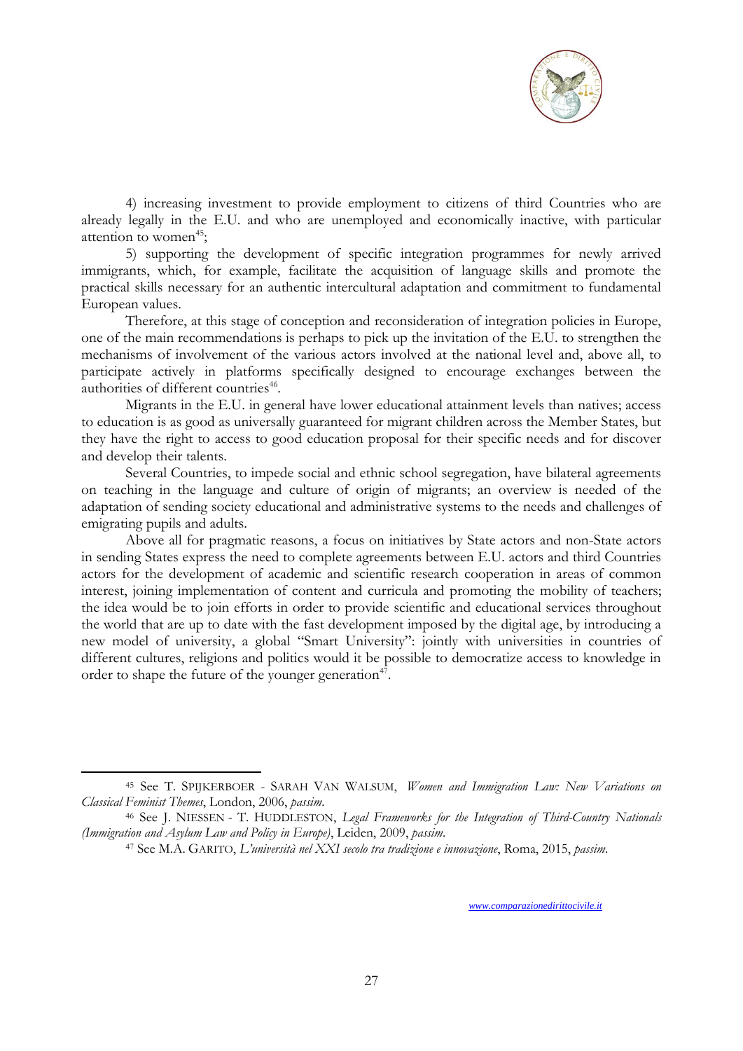4) increasing investment to provide employment to citizens of third Countries who are already legally in the E.U. and who are unemployed and economically inactive, with particular attention to women[45];

5) supporting the development of specific integration programmes for newly arrived immigrants, which, for example, facilitate the acquisition of language skills and promote the practical skills necessary for an authentic intercultural adaptation and commitment to fundamental European values.

Therefore, at this stage of conception and reconsideration of integration policies in Europe, one of the main recommendations is perhaps to pick up the invitation of the E.U. to strengthen the mechanisms of involvement of the various actors involved at the national level and, above all, to participate actively in platforms specifically designed to encourage exchanges between the authorities of different countries[46].

Migrants in the E.U. in general have lower educational attainment levels than natives; access to education is as good as universally guaranteed for migrant children across the Member States, but they have the right to access to good education proposal for their specific needs and for discover and develop their talents.

Several Countries, to impede social and ethnic school segregation, have bilateral agreements on teaching in the language and culture of origin of migrants; an overview is needed of the adaptation of sending society educational and administrative systems to the needs and challenges of emigrating pupils and adults.

Above all for pragmatic reasons, a focus on initiatives by State actors and non-State actors in sending States express the need to complete agreements between E.U. actors and third Countries actors for the development of academic and scientific research cooperation in areas of common interest, joining implementation of content and curricula and promoting the mobility of teachers; the idea would be to join efforts in order to provide scientific and educational services throughout the world that are up to date with the fast development imposed by the digital age, by introducing a new model of university, a global "Smart University": jointly with universities in countries of different cultures, religions and politics would it be possible to democratize access to knowledge in order to shape the future of the younger generation[47].

---

[45] See T. SPIJKERBOER - SARAH VAN WALSUM, *Women and Immigration Law: New Variations on Classical Feminist Themes*, London, 2006, *passim*.

[46] See J. NIESSEN - T. HUDDLESTON, *Legal Frameworks for the Integration of Third-Country Nationals (Immigration and Asylum Law and Policy in Europe)*, Leiden, 2009, *passim*.

[47] See M.A. GARITO, *L'università nel XXI secolo tra tradizione e innovazione*, Roma, 2015, *passim*.